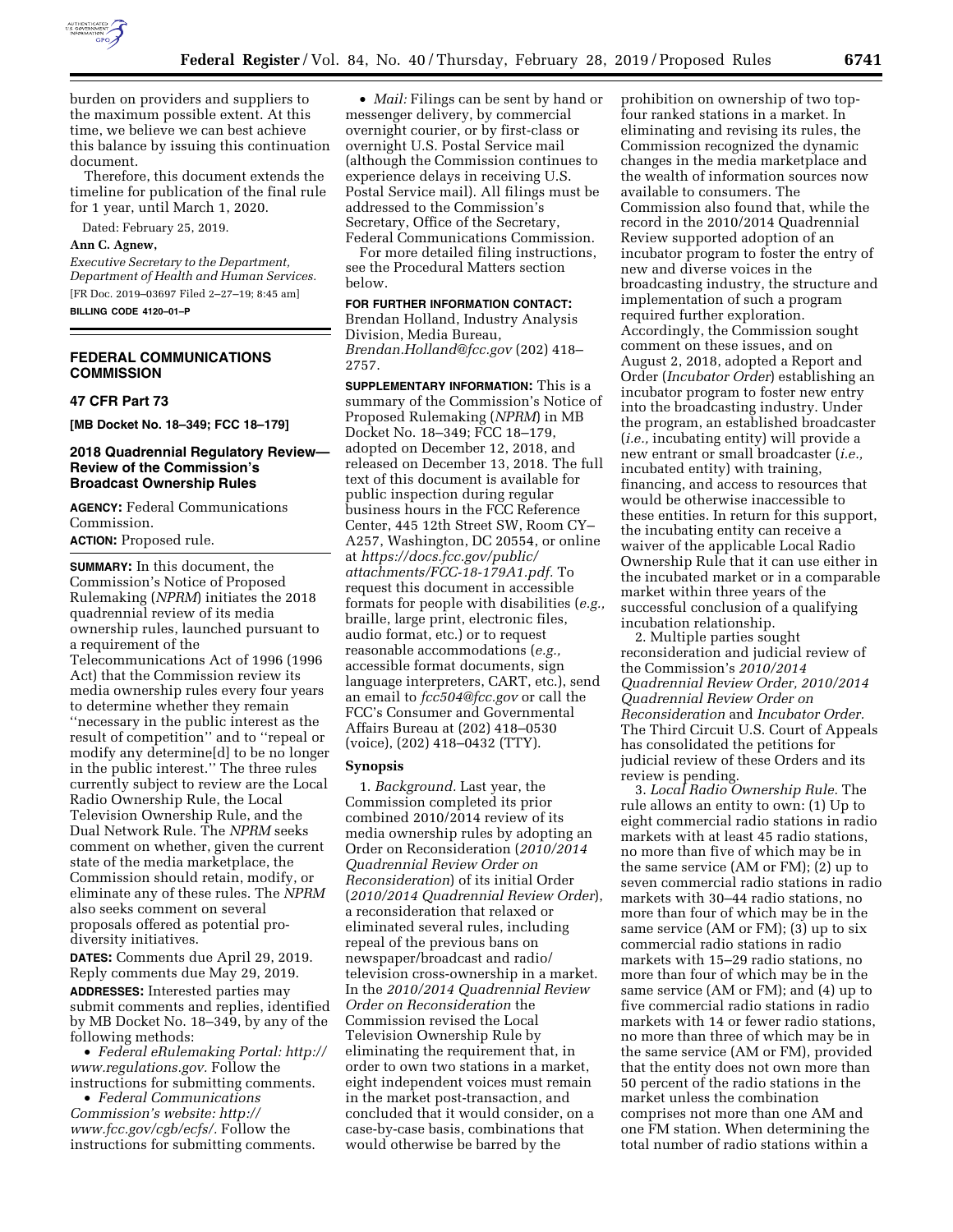burden on providers and suppliers to the maximum possible extent. At this time, we believe we can best achieve this balance by issuing this continuation document.

Therefore, this document extends the timeline for publication of the final rule for 1 year, until March 1, 2020.

Dated: February 25, 2019.

**Ann C. Agnew,**

*Executive Secretary to the Department, Department of Health and Human Services.*

[FR Doc. 2019–03697 Filed 2–27–19; 8:45 am]

**BILLING CODE 4120–01–P**

## FEDERAL COMMUNICATIONS COMMISSION

### 47 CFR Part 73

**[MB Docket No. 18–349; FCC 18–179]**

### 2018 Quadrennial Regulatory Review—Review of the Commission's Broadcast Ownership Rules

**AGENCY:** Federal Communications Commission.

**ACTION:** Proposed rule.

**SUMMARY:** In this document, the Commission's Notice of Proposed Rulemaking (*NPRM*) initiates the 2018 quadrennial review of its media ownership rules, launched pursuant to a requirement of the Telecommunications Act of 1996 (1996 Act) that the Commission review its media ownership rules every four years to determine whether they remain ''necessary in the public interest as the result of competition'' and to ''repeal or modify any determine[d] to be no longer in the public interest.'' The three rules currently subject to review are the Local Radio Ownership Rule, the Local Television Ownership Rule, and the Dual Network Rule. The *NPRM* seeks comment on whether, given the current state of the media marketplace, the Commission should retain, modify, or eliminate any of these rules. The *NPRM* also seeks comment on several proposals offered as potential pro-diversity initiatives.

**DATES:** Comments due April 29, 2019. Reply comments due May 29, 2019.

**ADDRESSES:** Interested parties may submit comments and replies, identified by MB Docket No. 18–349, by any of the following methods:

- *Federal eRulemaking Portal: http://www.regulations.gov.* Follow the instructions for submitting comments.
- *Federal Communications Commission's website: http://www.fcc.gov/cgb/ecfs/.* Follow the instructions for submitting comments.
- *Mail:* Filings can be sent by hand or messenger delivery, by commercial overnight courier, or by first-class or overnight U.S. Postal Service mail (although the Commission continues to experience delays in receiving U.S. Postal Service mail). All filings must be addressed to the Commission's Secretary, Office of the Secretary, Federal Communications Commission.

For more detailed filing instructions, see the Procedural Matters section below.

**FOR FURTHER INFORMATION CONTACT:** Brendan Holland, Industry Analysis Division, Media Bureau, *Brendan.Holland@fcc.gov* (202) 418–2757.

**SUPPLEMENTARY INFORMATION:** This is a summary of the Commission's Notice of Proposed Rulemaking (*NPRM*) in MB Docket No. 18–349; FCC 18–179, adopted on December 12, 2018, and released on December 13, 2018. The full text of this document is available for public inspection during regular business hours in the FCC Reference Center, 445 12th Street SW, Room CY–A257, Washington, DC 20554, or online at *https://docs.fcc.gov/public/attachments/FCC-18-179A1.pdf.* To request this document in accessible formats for people with disabilities (*e.g.,* braille, large print, electronic files, audio format, etc.) or to request reasonable accommodations (*e.g.,* accessible format documents, sign language interpreters, CART, etc.), send an email to *fcc504@fcc.gov* or call the FCC's Consumer and Governmental Affairs Bureau at (202) 418–0530 (voice), (202) 418–0432 (TTY).

## Synopsis

1. *Background.* Last year, the Commission completed its prior combined 2010/2014 review of its media ownership rules by adopting an Order on Reconsideration (*2010/2014 Quadrennial Review Order on Reconsideration*) of its initial Order (*2010/2014 Quadrennial Review Order*), a reconsideration that relaxed or eliminated several rules, including repeal of the previous bans on newspaper/broadcast and radio/television cross-ownership in a market. In the *2010/2014 Quadrennial Review Order on Reconsideration* the Commission revised the Local Television Ownership Rule by eliminating the requirement that, in order to own two stations in a market, eight independent voices must remain in the market post-transaction, and concluded that it would consider, on a case-by-case basis, combinations that would otherwise be barred by the prohibition on ownership of two top-four ranked stations in a market. In eliminating and revising its rules, the Commission recognized the dynamic changes in the media marketplace and the wealth of information sources now available to consumers. The Commission also found that, while the record in the 2010/2014 Quadrennial Review supported adoption of an incubator program to foster the entry of new and diverse voices in the broadcasting industry, the structure and implementation of such a program required further exploration. Accordingly, the Commission sought comment on these issues, and on August 2, 2018, adopted a Report and Order (*Incubator Order*) establishing an incubator program to foster new entry into the broadcasting industry. Under the program, an established broadcaster (*i.e.,* incubating entity) will provide a new entrant or small broadcaster (*i.e.,* incubated entity) with training, financing, and access to resources that would be otherwise inaccessible to these entities. In return for this support, the incubating entity can receive a waiver of the applicable Local Radio Ownership Rule that it can use either in the incubated market or in a comparable market within three years of the successful conclusion of a qualifying incubation relationship.

2. Multiple parties sought reconsideration and judicial review of the Commission's *2010/2014 Quadrennial Review Order, 2010/2014 Quadrennial Review Order on Reconsideration* and *Incubator Order.* The Third Circuit U.S. Court of Appeals has consolidated the petitions for judicial review of these Orders and its review is pending.

3. *Local Radio Ownership Rule.* The rule allows an entity to own: (1) Up to eight commercial radio stations in radio markets with at least 45 radio stations, no more than five of which may be in the same service (AM or FM); (2) up to seven commercial radio stations in radio markets with 30–44 radio stations, no more than four of which may be in the same service (AM or FM); (3) up to six commercial radio stations in radio markets with 15–29 radio stations, no more than four of which may be in the same service (AM or FM); and (4) up to five commercial radio stations in radio markets with 14 or fewer radio stations, no more than three of which may be in the same service (AM or FM), provided that the entity does not own more than 50 percent of the radio stations in the market unless the combination comprises not more than one AM and one FM station. When determining the total number of radio stations within a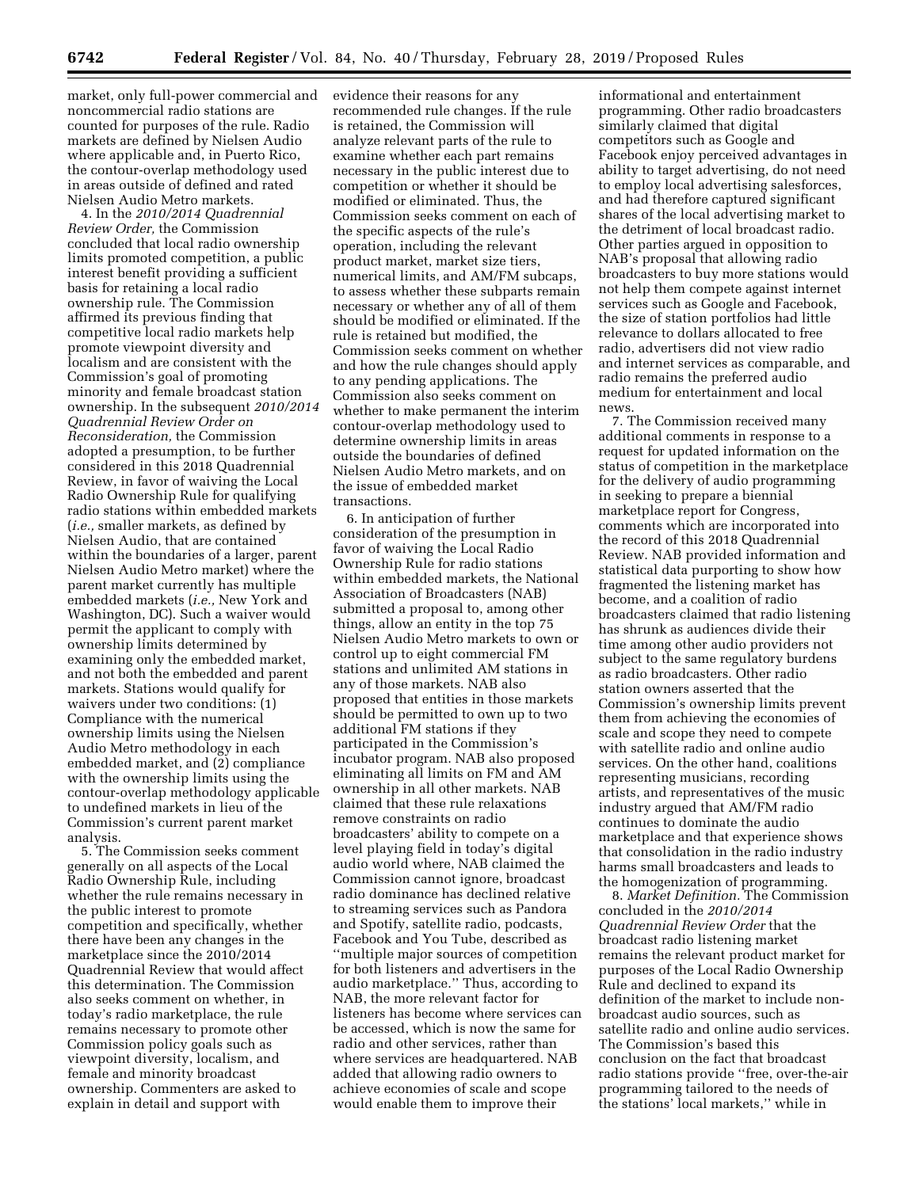market, only full-power commercial and noncommercial radio stations are counted for purposes of the rule. Radio markets are defined by Nielsen Audio where applicable and, in Puerto Rico, the contour-overlap methodology used in areas outside of defined and rated Nielsen Audio Metro markets.

4. In the *2010/2014 Quadrennial Review Order,* the Commission concluded that local radio ownership limits promoted competition, a public interest benefit providing a sufficient basis for retaining a local radio ownership rule. The Commission affirmed its previous finding that competitive local radio markets help promote viewpoint diversity and localism and are consistent with the Commission's goal of promoting minority and female broadcast station ownership. In the subsequent *2010/2014 Quadrennial Review Order on Reconsideration,* the Commission adopted a presumption, to be further considered in this 2018 Quadrennial Review, in favor of waiving the Local Radio Ownership Rule for qualifying radio stations within embedded markets (*i.e.,* smaller markets, as defined by Nielsen Audio, that are contained within the boundaries of a larger, parent Nielsen Audio Metro market) where the parent market currently has multiple embedded markets (*i.e.,* New York and Washington, DC). Such a waiver would permit the applicant to comply with ownership limits determined by examining only the embedded market, and not both the embedded and parent markets. Stations would qualify for waivers under two conditions: (1) Compliance with the numerical ownership limits using the Nielsen Audio Metro methodology in each embedded market, and (2) compliance with the ownership limits using the contour-overlap methodology applicable to undefined markets in lieu of the Commission's current parent market analysis.

5. The Commission seeks comment generally on all aspects of the Local Radio Ownership Rule, including whether the rule remains necessary in the public interest to promote competition and specifically, whether there have been any changes in the marketplace since the 2010/2014 Quadrennial Review that would affect this determination. The Commission also seeks comment on whether, in today's radio marketplace, the rule remains necessary to promote other Commission policy goals such as viewpoint diversity, localism, and female and minority broadcast ownership. Commenters are asked to explain in detail and support with evidence their reasons for any recommended rule changes. If the rule is retained, the Commission will analyze relevant parts of the rule to examine whether each part remains necessary in the public interest due to competition or whether it should be modified or eliminated. Thus, the Commission seeks comment on each of the specific aspects of the rule's operation, including the relevant product market, market size tiers, numerical limits, and AM/FM subcaps, to assess whether these subparts remain necessary or whether any of all of them should be modified or eliminated. If the rule is retained but modified, the Commission seeks comment on whether and how the rule changes should apply to any pending applications. The Commission also seeks comment on whether to make permanent the interim contour-overlap methodology used to determine ownership limits in areas outside the boundaries of defined Nielsen Audio Metro markets, and on the issue of embedded market transactions.

6. In anticipation of further consideration of the presumption in favor of waiving the Local Radio Ownership Rule for radio stations within embedded markets, the National Association of Broadcasters (NAB) submitted a proposal to, among other things, allow an entity in the top 75 Nielsen Audio Metro markets to own or control up to eight commercial FM stations and unlimited AM stations in any of those markets. NAB also proposed that entities in those markets should be permitted to own up to two additional FM stations if they participated in the Commission's incubator program. NAB also proposed eliminating all limits on FM and AM ownership in all other markets. NAB claimed that these rule relaxations remove constraints on radio broadcasters' ability to compete on a level playing field in today's digital audio world where, NAB claimed the Commission cannot ignore, broadcast radio dominance has declined relative to streaming services such as Pandora and Spotify, satellite radio, podcasts, Facebook and You Tube, described as ''multiple major sources of competition for both listeners and advertisers in the audio marketplace.'' Thus, according to NAB, the more relevant factor for listeners has become where services can be accessed, which is now the same for radio and other services, rather than where services are headquartered. NAB added that allowing radio owners to achieve economies of scale and scope would enable them to improve their informational and entertainment programming. Other radio broadcasters similarly claimed that digital competitors such as Google and Facebook enjoy perceived advantages in ability to target advertising, do not need to employ local advertising salesforces, and had therefore captured significant shares of the local advertising market to the detriment of local broadcast radio. Other parties argued in opposition to NAB's proposal that allowing radio broadcasters to buy more stations would not help them compete against internet services such as Google and Facebook, the size of station portfolios had little relevance to dollars allocated to free radio, advertisers did not view radio and internet services as comparable, and radio remains the preferred audio medium for entertainment and local news.

7. The Commission received many additional comments in response to a request for updated information on the status of competition in the marketplace for the delivery of audio programming in seeking to prepare a biennial marketplace report for Congress, comments which are incorporated into the record of this 2018 Quadrennial Review. NAB provided information and statistical data purporting to show how fragmented the listening market has become, and a coalition of radio broadcasters claimed that radio listening has shrunk as audiences divide their time among other audio providers not subject to the same regulatory burdens as radio broadcasters. Other radio station owners asserted that the Commission's ownership limits prevent them from achieving the economies of scale and scope they need to compete with satellite radio and online audio services. On the other hand, coalitions representing musicians, recording artists, and representatives of the music industry argued that AM/FM radio continues to dominate the audio marketplace and that experience shows that consolidation in the radio industry harms small broadcasters and leads to the homogenization of programming.

8. *Market Definition.* The Commission concluded in the *2010/2014 Quadrennial Review Order* that the broadcast radio listening market remains the relevant product market for purposes of the Local Radio Ownership Rule and declined to expand its definition of the market to include non-broadcast audio sources, such as satellite radio and online audio services. The Commission's based this conclusion on the fact that broadcast radio stations provide ''free, over-the-air programming tailored to the needs of the stations' local markets,'' while in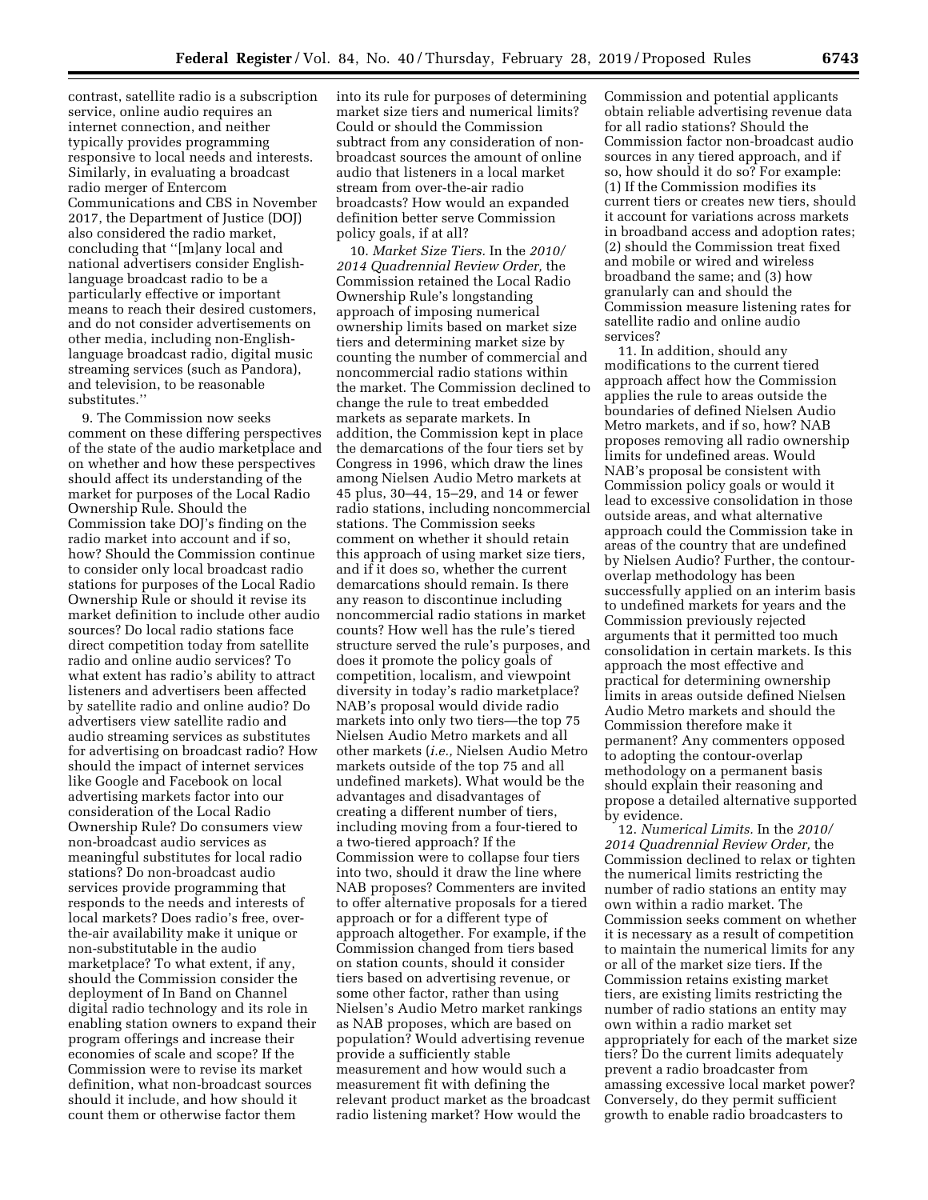contrast, satellite radio is a subscription service, online audio requires an internet connection, and neither typically provides programming responsive to local needs and interests. Similarly, in evaluating a broadcast radio merger of Entercom Communications and CBS in November 2017, the Department of Justice (DOJ) also considered the radio market, concluding that ''[m]any local and national advertisers consider English-language broadcast radio to be a particularly effective or important means to reach their desired customers, and do not consider advertisements on other media, including non-English-language broadcast radio, digital music streaming services (such as Pandora), and television, to be reasonable substitutes.''

9. The Commission now seeks comment on these differing perspectives of the state of the audio marketplace and on whether and how these perspectives should affect its understanding of the market for purposes of the Local Radio Ownership Rule. Should the Commission take DOJ's finding on the radio market into account and if so, how? Should the Commission continue to consider only local broadcast radio stations for purposes of the Local Radio Ownership Rule or should it revise its market definition to include other audio sources? Do local radio stations face direct competition today from satellite radio and online audio services? To what extent has radio's ability to attract listeners and advertisers been affected by satellite radio and online audio? Do advertisers view satellite radio and audio streaming services as substitutes for advertising on broadcast radio? How should the impact of internet services like Google and Facebook on local advertising markets factor into our consideration of the Local Radio Ownership Rule? Do consumers view non-broadcast audio services as meaningful substitutes for local radio stations? Do non-broadcast audio services provide programming that responds to the needs and interests of local markets? Does radio's free, over-the-air availability make it unique or non-substitutable in the audio marketplace? To what extent, if any, should the Commission consider the deployment of In Band on Channel digital radio technology and its role in enabling station owners to expand their program offerings and increase their economies of scale and scope? If the Commission were to revise its market definition, what non-broadcast sources should it include, and how should it count them or otherwise factor them into its rule for purposes of determining market size tiers and numerical limits? Could or should the Commission subtract from any consideration of non-broadcast sources the amount of online audio that listeners in a local market stream from over-the-air radio broadcasts? How would an expanded definition better serve Commission policy goals, if at all?

10. *Market Size Tiers.* In the *2010/2014 Quadrennial Review Order,* the Commission retained the Local Radio Ownership Rule's longstanding approach of imposing numerical ownership limits based on market size tiers and determining market size by counting the number of commercial and noncommercial radio stations within the market. The Commission declined to change the rule to treat embedded markets as separate markets. In addition, the Commission kept in place the demarcations of the four tiers set by Congress in 1996, which draw the lines among Nielsen Audio Metro markets at 45 plus, 30–44, 15–29, and 14 or fewer radio stations, including noncommercial stations. The Commission seeks comment on whether it should retain this approach of using market size tiers, and if it does so, whether the current demarcations should remain. Is there any reason to discontinue including noncommercial radio stations in market counts? How well has the rule's tiered structure served the rule's purposes, and does it promote the policy goals of competition, localism, and viewpoint diversity in today's radio marketplace? NAB's proposal would divide radio markets into only two tiers—the top 75 Nielsen Audio Metro markets and all other markets (*i.e.,* Nielsen Audio Metro markets outside of the top 75 and all undefined markets). What would be the advantages and disadvantages of creating a different number of tiers, including moving from a four-tiered to a two-tiered approach? If the Commission were to collapse four tiers into two, should it draw the line where NAB proposes? Commenters are invited to offer alternative proposals for a tiered approach or for a different type of approach altogether. For example, if the Commission changed from tiers based on station counts, should it consider tiers based on advertising revenue, or some other factor, rather than using Nielsen's Audio Metro market rankings as NAB proposes, which are based on population? Would advertising revenue provide a sufficiently stable measurement and how would such a measurement fit with defining the relevant product market as the broadcast radio listening market? How would the Commission and potential applicants obtain reliable advertising revenue data for all radio stations? Should the Commission factor non-broadcast audio sources in any tiered approach, and if so, how should it do so? For example: (1) If the Commission modifies its current tiers or creates new tiers, should it account for variations across markets in broadband access and adoption rates; (2) should the Commission treat fixed and mobile or wired and wireless broadband the same; and (3) how granularly can and should the Commission measure listening rates for satellite radio and online audio services?

11. In addition, should any modifications to the current tiered approach affect how the Commission applies the rule to areas outside the boundaries of defined Nielsen Audio Metro markets, and if so, how? NAB proposes removing all radio ownership limits for undefined areas. Would NAB's proposal be consistent with Commission policy goals or would it lead to excessive consolidation in those outside areas, and what alternative approach could the Commission take in areas of the country that are undefined by Nielsen Audio? Further, the contour-overlap methodology has been successfully applied on an interim basis to undefined markets for years and the Commission previously rejected arguments that it permitted too much consolidation in certain markets. Is this approach the most effective and practical for determining ownership limits in areas outside defined Nielsen Audio Metro markets and should the Commission therefore make it permanent? Any commenters opposed to adopting the contour-overlap methodology on a permanent basis should explain their reasoning and propose a detailed alternative supported by evidence.

12. *Numerical Limits.* In the *2010/2014 Quadrennial Review Order,* the Commission declined to relax or tighten the numerical limits restricting the number of radio stations an entity may own within a radio market. The Commission seeks comment on whether it is necessary as a result of competition to maintain the numerical limits for any or all of the market size tiers. If the Commission retains existing market tiers, are existing limits restricting the number of radio stations an entity may own within a radio market set appropriately for each of the market size tiers? Do the current limits adequately prevent a radio broadcaster from amassing excessive local market power? Conversely, do they permit sufficient growth to enable radio broadcasters to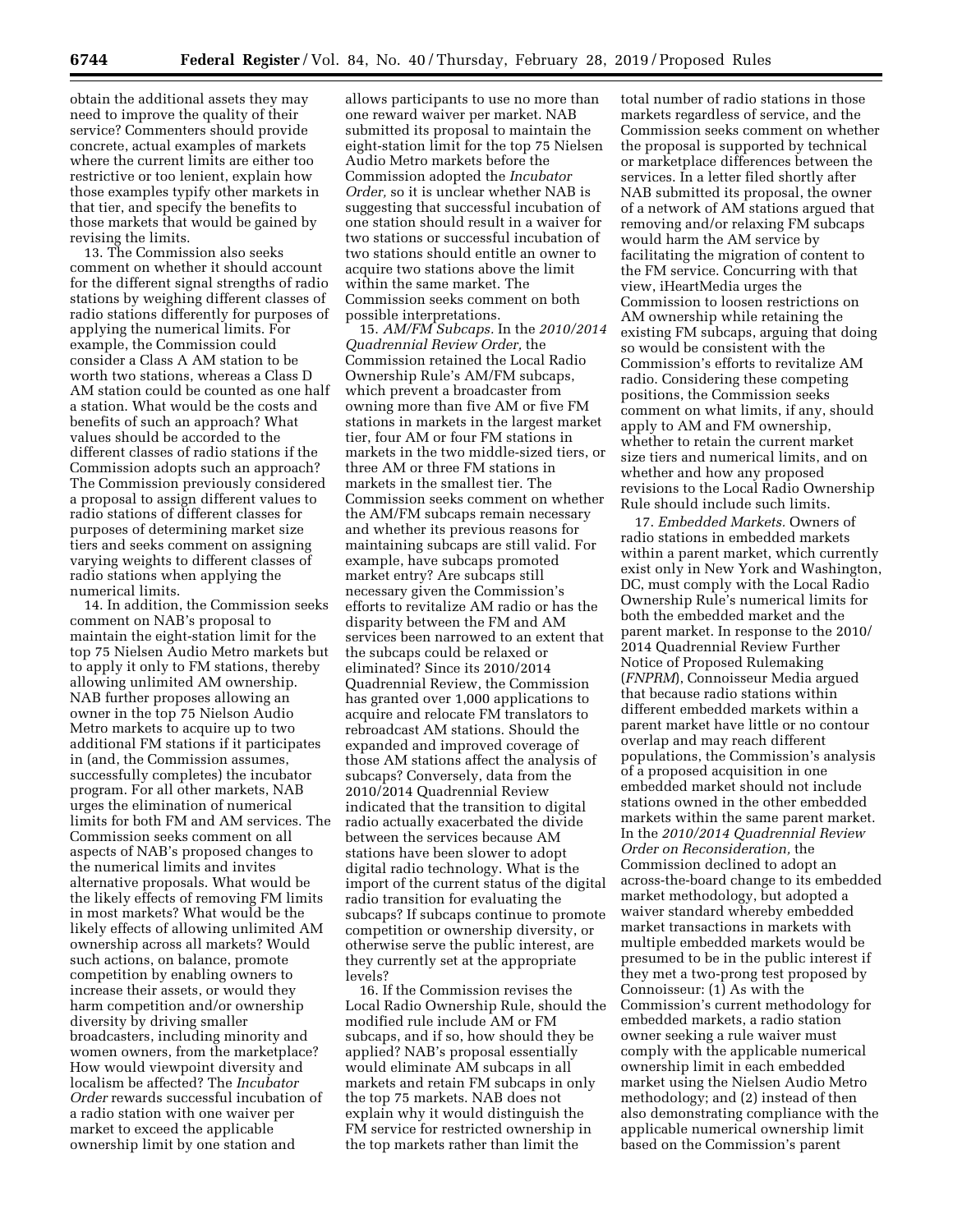obtain the additional assets they may need to improve the quality of their service? Commenters should provide concrete, actual examples of markets where the current limits are either too restrictive or too lenient, explain how those examples typify other markets in that tier, and specify the benefits to those markets that would be gained by revising the limits.

13. The Commission also seeks comment on whether it should account for the different signal strengths of radio stations by weighing different classes of radio stations differently for purposes of applying the numerical limits. For example, the Commission could consider a Class A AM station to be worth two stations, whereas a Class D AM station could be counted as one half a station. What would be the costs and benefits of such an approach? What values should be accorded to the different classes of radio stations if the Commission adopts such an approach? The Commission previously considered a proposal to assign different values to radio stations of different classes for purposes of determining market size tiers and seeks comment on assigning varying weights to different classes of radio stations when applying the numerical limits.

14. In addition, the Commission seeks comment on NAB's proposal to maintain the eight-station limit for the top 75 Nielsen Audio Metro markets but to apply it only to FM stations, thereby allowing unlimited AM ownership. NAB further proposes allowing an owner in the top 75 Nielson Audio Metro markets to acquire up to two additional FM stations if it participates in (and, the Commission assumes, successfully completes) the incubator program. For all other markets, NAB urges the elimination of numerical limits for both FM and AM services. The Commission seeks comment on all aspects of NAB's proposed changes to the numerical limits and invites alternative proposals. What would be the likely effects of removing FM limits in most markets? What would be the likely effects of allowing unlimited AM ownership across all markets? Would such actions, on balance, promote competition by enabling owners to increase their assets, or would they harm competition and/or ownership diversity by driving smaller broadcasters, including minority and women owners, from the marketplace? How would viewpoint diversity and localism be affected? The *Incubator Order* rewards successful incubation of a radio station with one waiver per market to exceed the applicable ownership limit by one station and allows participants to use no more than one reward waiver per market. NAB submitted its proposal to maintain the eight-station limit for the top 75 Nielsen Audio Metro markets before the Commission adopted the *Incubator Order,* so it is unclear whether NAB is suggesting that successful incubation of one station should result in a waiver for two stations or successful incubation of two stations should entitle an owner to acquire two stations above the limit within the same market. The Commission seeks comment on both possible interpretations.

15. *AM/FM Subcaps.* In the *2010/2014 Quadrennial Review Order,* the Commission retained the Local Radio Ownership Rule's AM/FM subcaps, which prevent a broadcaster from owning more than five AM or five FM stations in markets in the largest market tier, four AM or four FM stations in markets in the two middle-sized tiers, or three AM or three FM stations in markets in the smallest tier. The Commission seeks comment on whether the AM/FM subcaps remain necessary and whether its previous reasons for maintaining subcaps are still valid. For example, have subcaps promoted market entry? Are subcaps still necessary given the Commission's efforts to revitalize AM radio or has the disparity between the FM and AM services been narrowed to an extent that the subcaps could be relaxed or eliminated? Since its 2010/2014 Quadrennial Review, the Commission has granted over 1,000 applications to acquire and relocate FM translators to rebroadcast AM stations. Should the expanded and improved coverage of those AM stations affect the analysis of subcaps? Conversely, data from the 2010/2014 Quadrennial Review indicated that the transition to digital radio actually exacerbated the divide between the services because AM stations have been slower to adopt digital radio technology. What is the import of the current status of the digital radio transition for evaluating the subcaps? If subcaps continue to promote competition or ownership diversity, or otherwise serve the public interest, are they currently set at the appropriate levels?

16. If the Commission revises the Local Radio Ownership Rule, should the modified rule include AM or FM subcaps, and if so, how should they be applied? NAB's proposal essentially would eliminate AM subcaps in all markets and retain FM subcaps in only the top 75 markets. NAB does not explain why it would distinguish the FM service for restricted ownership in the top markets rather than limit the total number of radio stations in those markets regardless of service, and the Commission seeks comment on whether the proposal is supported by technical or marketplace differences between the services. In a letter filed shortly after NAB submitted its proposal, the owner of a network of AM stations argued that removing and/or relaxing FM subcaps would harm the AM service by facilitating the migration of content to the FM service. Concurring with that view, iHeartMedia urges the Commission to loosen restrictions on AM ownership while retaining the existing FM subcaps, arguing that doing so would be consistent with the Commission's efforts to revitalize AM radio. Considering these competing positions, the Commission seeks comment on what limits, if any, should apply to AM and FM ownership, whether to retain the current market size tiers and numerical limits, and on whether and how any proposed revisions to the Local Radio Ownership Rule should include such limits.

17. *Embedded Markets.* Owners of radio stations in embedded markets within a parent market, which currently exist only in New York and Washington, DC, must comply with the Local Radio Ownership Rule's numerical limits for both the embedded market and the parent market. In response to the 2010/2014 Quadrennial Review Further Notice of Proposed Rulemaking (*FNPRM*), Connoisseur Media argued that because radio stations within different embedded markets within a parent market have little or no contour overlap and may reach different populations, the Commission's analysis of a proposed acquisition in one embedded market should not include stations owned in the other embedded markets within the same parent market. In the *2010/2014 Quadrennial Review Order on Reconsideration,* the Commission declined to adopt an across-the-board change to its embedded market methodology, but adopted a waiver standard whereby embedded market transactions in markets with multiple embedded markets would be presumed to be in the public interest if they met a two-prong test proposed by Connoisseur: (1) As with the Commission's current methodology for embedded markets, a radio station owner seeking a rule waiver must comply with the applicable numerical ownership limit in each embedded market using the Nielsen Audio Metro methodology; and (2) instead of then also demonstrating compliance with the applicable numerical ownership limit based on the Commission's parent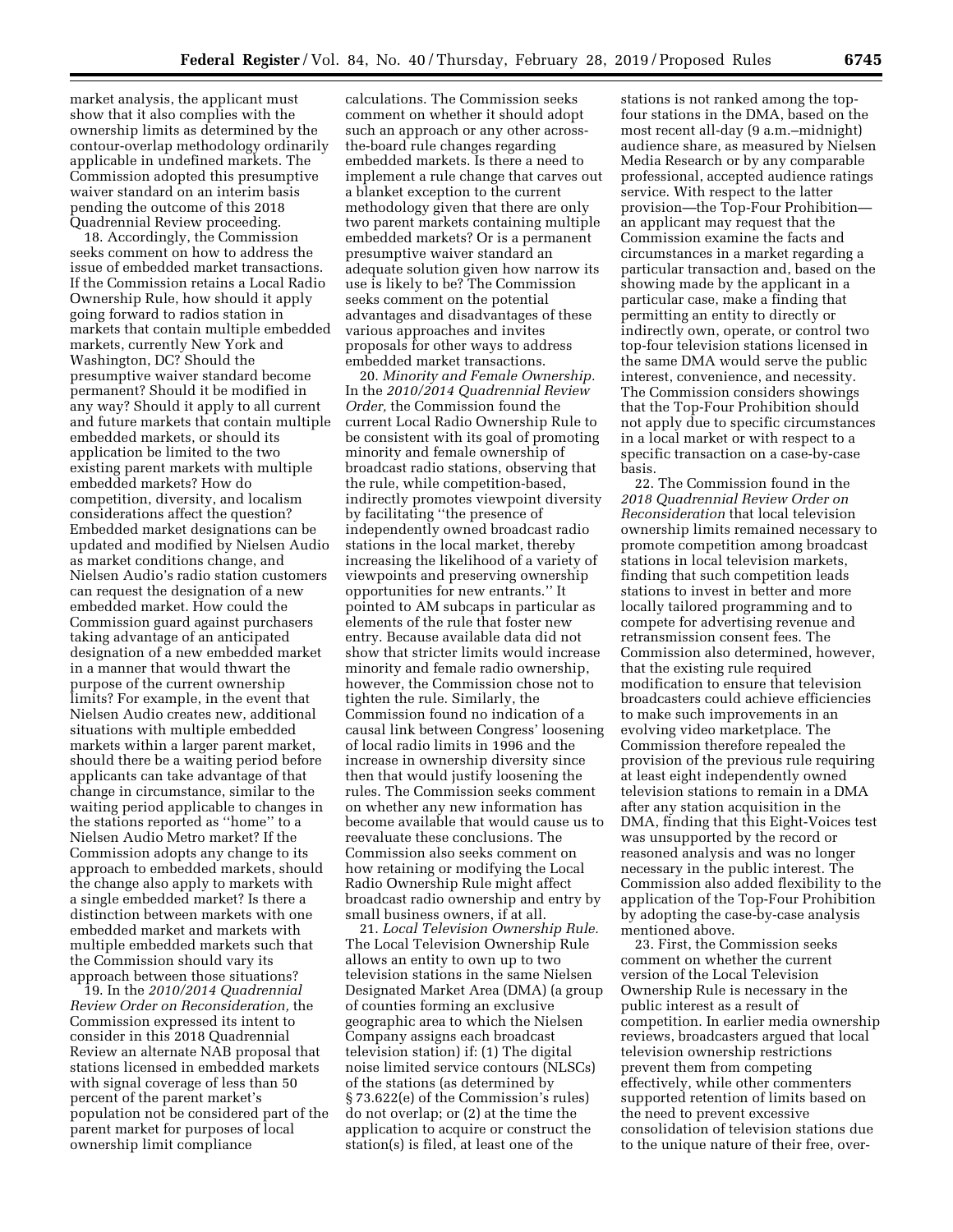market analysis, the applicant must show that it also complies with the ownership limits as determined by the contour-overlap methodology ordinarily applicable in undefined markets. The Commission adopted this presumptive waiver standard on an interim basis pending the outcome of this 2018 Quadrennial Review proceeding.

18. Accordingly, the Commission seeks comment on how to address the issue of embedded market transactions. If the Commission retains a Local Radio Ownership Rule, how should it apply going forward to radios station in markets that contain multiple embedded markets, currently New York and Washington, DC? Should the presumptive waiver standard become permanent? Should it be modified in any way? Should it apply to all current and future markets that contain multiple embedded markets, or should its application be limited to the two existing parent markets with multiple embedded markets? How do competition, diversity, and localism considerations affect the question? Embedded market designations can be updated and modified by Nielsen Audio as market conditions change, and Nielsen Audio's radio station customers can request the designation of a new embedded market. How could the Commission guard against purchasers taking advantage of an anticipated designation of a new embedded market in a manner that would thwart the purpose of the current ownership limits? For example, in the event that Nielsen Audio creates new, additional situations with multiple embedded markets within a larger parent market, should there be a waiting period before applicants can take advantage of that change in circumstance, similar to the waiting period applicable to changes in the stations reported as ''home'' to a Nielsen Audio Metro market? If the Commission adopts any change to its approach to embedded markets, should the change also apply to markets with a single embedded market? Is there a distinction between markets with one embedded market and markets with multiple embedded markets such that the Commission should vary its approach between those situations?

19. In the *2010/2014 Quadrennial Review Order on Reconsideration,* the Commission expressed its intent to consider in this 2018 Quadrennial Review an alternate NAB proposal that stations licensed in embedded markets with signal coverage of less than 50 percent of the parent market's population not be considered part of the parent market for purposes of local ownership limit compliance calculations. The Commission seeks comment on whether it should adopt such an approach or any other across-the-board rule changes regarding embedded markets. Is there a need to implement a rule change that carves out a blanket exception to the current methodology given that there are only two parent markets containing multiple embedded markets? Or is a permanent presumptive waiver standard an adequate solution given how narrow its use is likely to be? The Commission seeks comment on the potential advantages and disadvantages of these various approaches and invites proposals for other ways to address embedded market transactions.

20. *Minority and Female Ownership.* In the *2010/2014 Quadrennial Review Order,* the Commission found the current Local Radio Ownership Rule to be consistent with its goal of promoting minority and female ownership of broadcast radio stations, observing that the rule, while competition-based, indirectly promotes viewpoint diversity by facilitating ''the presence of independently owned broadcast radio stations in the local market, thereby increasing the likelihood of a variety of viewpoints and preserving ownership opportunities for new entrants.'' It pointed to AM subcaps in particular as elements of the rule that foster new entry. Because available data did not show that stricter limits would increase minority and female radio ownership, however, the Commission chose not to tighten the rule. Similarly, the Commission found no indication of a causal link between Congress' loosening of local radio limits in 1996 and the increase in ownership diversity since then that would justify loosening the rules. The Commission seeks comment on whether any new information has become available that would cause us to reevaluate these conclusions. The Commission also seeks comment on how retaining or modifying the Local Radio Ownership Rule might affect broadcast radio ownership and entry by small business owners, if at all.

21. *Local Television Ownership Rule.* The Local Television Ownership Rule allows an entity to own up to two television stations in the same Nielsen Designated Market Area (DMA) (a group of counties forming an exclusive geographic area to which the Nielsen Company assigns each broadcast television station) if: (1) The digital noise limited service contours (NLSCs) of the stations (as determined by § 73.622(e) of the Commission's rules) do not overlap; or (2) at the time the application to acquire or construct the station(s) is filed, at least one of the stations is not ranked among the top-four stations in the DMA, based on the most recent all-day (9 a.m.–midnight) audience share, as measured by Nielsen Media Research or by any comparable professional, accepted audience ratings service. With respect to the latter provision—the Top-Four Prohibition—an applicant may request that the Commission examine the facts and circumstances in a market regarding a particular transaction and, based on the showing made by the applicant in a particular case, make a finding that permitting an entity to directly or indirectly own, operate, or control two top-four television stations licensed in the same DMA would serve the public interest, convenience, and necessity. The Commission considers showings that the Top-Four Prohibition should not apply due to specific circumstances in a local market or with respect to a specific transaction on a case-by-case basis.

22. The Commission found in the *2018 Quadrennial Review Order on Reconsideration* that local television ownership limits remained necessary to promote competition among broadcast stations in local television markets, finding that such competition leads stations to invest in better and more locally tailored programming and to compete for advertising revenue and retransmission consent fees. The Commission also determined, however, that the existing rule required modification to ensure that television broadcasters could achieve efficiencies to make such improvements in an evolving video marketplace. The Commission therefore repealed the provision of the previous rule requiring at least eight independently owned television stations to remain in a DMA after any station acquisition in the DMA, finding that this Eight-Voices test was unsupported by the record or reasoned analysis and was no longer necessary in the public interest. The Commission also added flexibility to the application of the Top-Four Prohibition by adopting the case-by-case analysis mentioned above.

23. First, the Commission seeks comment on whether the current version of the Local Television Ownership Rule is necessary in the public interest as a result of competition. In earlier media ownership reviews, broadcasters argued that local television ownership restrictions prevent them from competing effectively, while other commenters supported retention of limits based on the need to prevent excessive consolidation of television stations due to the unique nature of their free, over-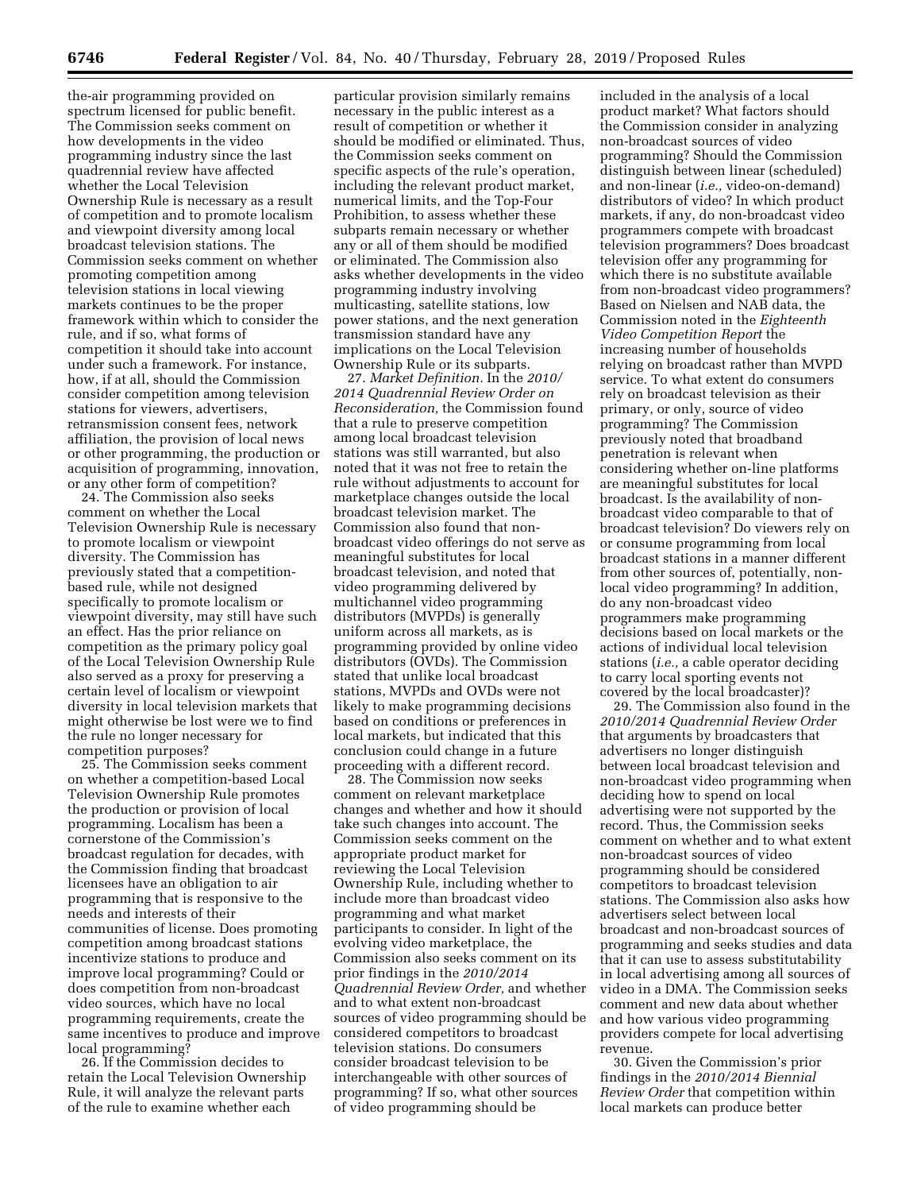the-air programming provided on spectrum licensed for public benefit. The Commission seeks comment on how developments in the video programming industry since the last quadrennial review have affected whether the Local Television Ownership Rule is necessary as a result of competition and to promote localism and viewpoint diversity among local broadcast television stations. The Commission seeks comment on whether promoting competition among television stations in local viewing markets continues to be the proper framework within which to consider the rule, and if so, what forms of competition it should take into account under such a framework. For instance, how, if at all, should the Commission consider competition among television stations for viewers, advertisers, retransmission consent fees, network affiliation, the provision of local news or other programming, the production or acquisition of programming, innovation, or any other form of competition?

24. The Commission also seeks comment on whether the Local Television Ownership Rule is necessary to promote localism or viewpoint diversity. The Commission has previously stated that a competition-based rule, while not designed specifically to promote localism or viewpoint diversity, may still have such an effect. Has the prior reliance on competition as the primary policy goal of the Local Television Ownership Rule also served as a proxy for preserving a certain level of localism or viewpoint diversity in local television markets that might otherwise be lost were we to find the rule no longer necessary for competition purposes?

25. The Commission seeks comment on whether a competition-based Local Television Ownership Rule promotes the production or provision of local programming. Localism has been a cornerstone of the Commission's broadcast regulation for decades, with the Commission finding that broadcast licensees have an obligation to air programming that is responsive to the needs and interests of their communities of license. Does promoting competition among broadcast stations incentivize stations to produce and improve local programming? Could or does competition from non-broadcast video sources, which have no local programming requirements, create the same incentives to produce and improve local programming?

26. If the Commission decides to retain the Local Television Ownership Rule, it will analyze the relevant parts of the rule to examine whether each particular provision similarly remains necessary in the public interest as a result of competition or whether it should be modified or eliminated. Thus, the Commission seeks comment on specific aspects of the rule's operation, including the relevant product market, numerical limits, and the Top-Four Prohibition, to assess whether these subparts remain necessary or whether any or all of them should be modified or eliminated. The Commission also asks whether developments in the video programming industry involving multicasting, satellite stations, low power stations, and the next generation transmission standard have any implications on the Local Television Ownership Rule or its subparts.

27. *Market Definition.* In the *2010/2014 Quadrennial Review Order on Reconsideration,* the Commission found that a rule to preserve competition among local broadcast television stations was still warranted, but also noted that it was not free to retain the rule without adjustments to account for marketplace changes outside the local broadcast television market. The Commission also found that non-broadcast video offerings do not serve as meaningful substitutes for local broadcast television, and noted that video programming delivered by multichannel video programming distributors (MVPDs) is generally uniform across all markets, as is programming provided by online video distributors (OVDs). The Commission stated that unlike local broadcast stations, MVPDs and OVDs were not likely to make programming decisions based on conditions or preferences in local markets, but indicated that this conclusion could change in a future proceeding with a different record.

28. The Commission now seeks comment on relevant marketplace changes and whether and how it should take such changes into account. The Commission seeks comment on the appropriate product market for reviewing the Local Television Ownership Rule, including whether to include more than broadcast video programming and what market participants to consider. In light of the evolving video marketplace, the Commission also seeks comment on its prior findings in the *2010/2014 Quadrennial Review Order,* and whether and to what extent non-broadcast sources of video programming should be considered competitors to broadcast television stations. Do consumers consider broadcast television to be interchangeable with other sources of programming? If so, what other sources of video programming should be included in the analysis of a local product market? What factors should the Commission consider in analyzing non-broadcast sources of video programming? Should the Commission distinguish between linear (scheduled) and non-linear (*i.e.,* video-on-demand) distributors of video? In which product markets, if any, do non-broadcast video programmers compete with broadcast television programmers? Does broadcast television offer any programming for which there is no substitute available from non-broadcast video programmers? Based on Nielsen and NAB data, the Commission noted in the *Eighteenth Video Competition Report* the increasing number of households relying on broadcast rather than MVPD service. To what extent do consumers rely on broadcast television as their primary, or only, source of video programming? The Commission previously noted that broadband penetration is relevant when considering whether on-line platforms are meaningful substitutes for local broadcast. Is the availability of non-broadcast video comparable to that of broadcast television? Do viewers rely on or consume programming from local broadcast stations in a manner different from other sources of, potentially, non-local video programming? In addition, do any non-broadcast video programmers make programming decisions based on local markets or the actions of individual local television stations (*i.e.,* a cable operator deciding to carry local sporting events not covered by the local broadcaster)?

29. The Commission also found in the *2010/2014 Quadrennial Review Order* that arguments by broadcasters that advertisers no longer distinguish between local broadcast television and non-broadcast video programming when deciding how to spend on local advertising were not supported by the record. Thus, the Commission seeks comment on whether and to what extent non-broadcast sources of video programming should be considered competitors to broadcast television stations. The Commission also asks how advertisers select between local broadcast and non-broadcast sources of programming and seeks studies and data that it can use to assess substitutability in local advertising among all sources of video in a DMA. The Commission seeks comment and new data about whether and how various video programming providers compete for local advertising revenue.

30. Given the Commission's prior findings in the *2010/2014 Biennial Review Order* that competition within local markets can produce better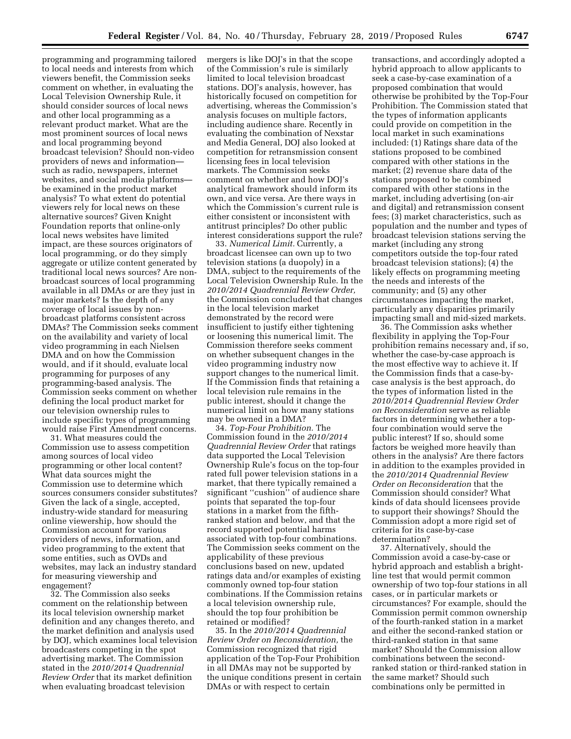programming and programming tailored to local needs and interests from which viewers benefit, the Commission seeks comment on whether, in evaluating the Local Television Ownership Rule, it should consider sources of local news and other local programming as a relevant product market. What are the most prominent sources of local news and local programming beyond broadcast television? Should non-video providers of news and information—such as radio, newspapers, internet websites, and social media platforms—be examined in the product market analysis? To what extent do potential viewers rely for local news on these alternative sources? Given Knight Foundation reports that online-only local news websites have limited impact, are these sources originators of local programming, or do they simply aggregate or utilize content generated by traditional local news sources? Are non-broadcast sources of local programming available in all DMAs or are they just in major markets? Is the depth of any coverage of local issues by non-broadcast platforms consistent across DMAs? The Commission seeks comment on the availability and variety of local video programming in each Nielsen DMA and on how the Commission would, and if it should, evaluate local programming for purposes of any programming-based analysis. The Commission seeks comment on whether defining the local product market for our television ownership rules to include specific types of programming would raise First Amendment concerns.

31. What measures could the Commission use to assess competition among sources of local video programming or other local content? What data sources might the Commission use to determine which sources consumers consider substitutes? Given the lack of a single, accepted, industry-wide standard for measuring online viewership, how should the Commission account for various providers of news, information, and video programming to the extent that some entities, such as OVDs and websites, may lack an industry standard for measuring viewership and engagement?

32. The Commission also seeks comment on the relationship between its local television ownership market definition and any changes thereto, and the market definition and analysis used by DOJ, which examines local television broadcasters competing in the spot advertising market. The Commission stated in the *2010/2014 Quadrennial Review Order* that its market definition when evaluating broadcast television mergers is like DOJ's in that the scope of the Commission's rule is similarly limited to local television broadcast stations. DOJ's analysis, however, has historically focused on competition for advertising, whereas the Commission's analysis focuses on multiple factors, including audience share. Recently in evaluating the combination of Nexstar and Media General, DOJ also looked at competition for retransmission consent licensing fees in local television markets. The Commission seeks comment on whether and how DOJ's analytical framework should inform its own, and vice versa. Are there ways in which the Commission's current rule is either consistent or inconsistent with antitrust principles? Do other public interest considerations support the rule?

33. *Numerical Limit.* Currently, a broadcast licensee can own up to two television stations (a duopoly) in a DMA, subject to the requirements of the Local Television Ownership Rule. In the *2010/2014 Quadrennial Review Order,* the Commission concluded that changes in the local television market demonstrated by the record were insufficient to justify either tightening or loosening this numerical limit. The Commission therefore seeks comment on whether subsequent changes in the video programming industry now support changes to the numerical limit. If the Commission finds that retaining a local television rule remains in the public interest, should it change the numerical limit on how many stations may be owned in a DMA?

34. *Top-Four Prohibition.* The Commission found in the *2010/2014 Quadrennial Review Order* that ratings data supported the Local Television Ownership Rule's focus on the top-four rated full power television stations in a market, that there typically remained a significant ''cushion'' of audience share points that separated the top-four stations in a market from the fifth-ranked station and below, and that the record supported potential harms associated with top-four combinations. The Commission seeks comment on the applicability of these previous conclusions based on new, updated ratings data and/or examples of existing commonly owned top-four station combinations. If the Commission retains a local television ownership rule, should the top four prohibition be retained or modified?

35. In the *2010/2014 Quadrennial Review Order on Reconsideration,* the Commission recognized that rigid application of the Top-Four Prohibition in all DMAs may not be supported by the unique conditions present in certain DMAs or with respect to certain transactions, and accordingly adopted a hybrid approach to allow applicants to seek a case-by-case examination of a proposed combination that would otherwise be prohibited by the Top-Four Prohibition. The Commission stated that the types of information applicants could provide on competition in the local market in such examinations included: (1) Ratings share data of the stations proposed to be combined compared with other stations in the market; (2) revenue share data of the stations proposed to be combined compared with other stations in the market, including advertising (on-air and digital) and retransmission consent fees; (3) market characteristics, such as population and the number and types of broadcast television stations serving the market (including any strong competitors outside the top-four rated broadcast television stations); (4) the likely effects on programming meeting the needs and interests of the community; and (5) any other circumstances impacting the market, particularly any disparities primarily impacting small and mid-sized markets.

36. The Commission asks whether flexibility in applying the Top-Four prohibition remains necessary and, if so, whether the case-by-case approach is the most effective way to achieve it. If the Commission finds that a case-by-case analysis is the best approach, do the types of information listed in the *2010/2014 Quadrennial Review Order on Reconsideration* serve as reliable factors in determining whether a top-four combination would serve the public interest? If so, should some factors be weighed more heavily than others in the analysis? Are there factors in addition to the examples provided in the *2010/2014 Quadrennial Review Order on Reconsideration* that the Commission should consider? What kinds of data should licensees provide to support their showings? Should the Commission adopt a more rigid set of criteria for its case-by-case determination?

37. Alternatively, should the Commission avoid a case-by-case or hybrid approach and establish a bright-line test that would permit common ownership of two top-four stations in all cases, or in particular markets or circumstances? For example, should the Commission permit common ownership of the fourth-ranked station in a market and either the second-ranked station or third-ranked station in that same market? Should the Commission allow combinations between the second-ranked station or third-ranked station in the same market? Should such combinations only be permitted in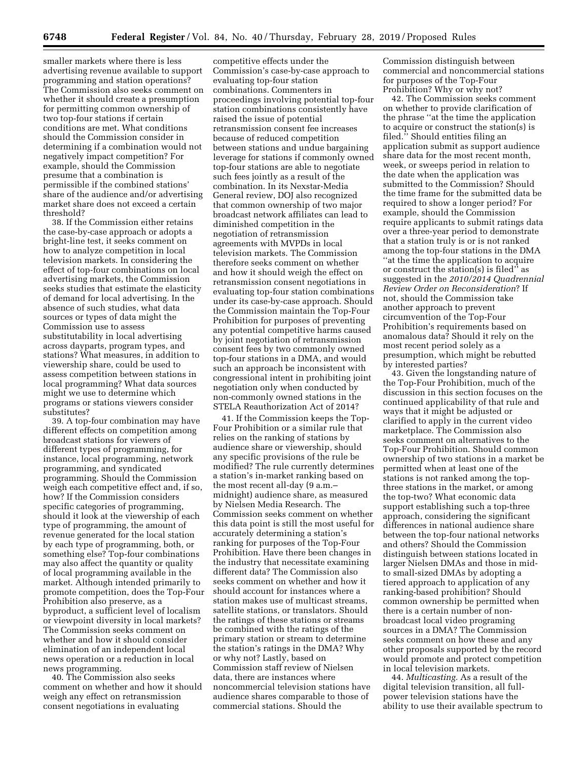smaller markets where there is less advertising revenue available to support programming and station operations? The Commission also seeks comment on whether it should create a presumption for permitting common ownership of two top-four stations if certain conditions are met. What conditions should the Commission consider in determining if a combination would not negatively impact competition? For example, should the Commission presume that a combination is permissible if the combined stations' share of the audience and/or advertising market share does not exceed a certain threshold?

38. If the Commission either retains the case-by-case approach or adopts a bright-line test, it seeks comment on how to analyze competition in local television markets. In considering the effect of top-four combinations on local advertising markets, the Commission seeks studies that estimate the elasticity of demand for local advertising. In the absence of such studies, what data sources or types of data might the Commission use to assess substitutability in local advertising across dayparts, program types, and stations? What measures, in addition to viewership share, could be used to assess competition between stations in local programming? What data sources might we use to determine which programs or stations viewers consider substitutes?

39. A top-four combination may have different effects on competition among broadcast stations for viewers of different types of programming, for instance, local programming, network programming, and syndicated programming. Should the Commission weigh each competitive effect and, if so, how? If the Commission considers specific categories of programming, should it look at the viewership of each type of programming, the amount of revenue generated for the local station by each type of programming, both, or something else? Top-four combinations may also affect the quantity or quality of local programming available in the market. Although intended primarily to promote competition, does the Top-Four Prohibition also preserve, as a byproduct, a sufficient level of localism or viewpoint diversity in local markets? The Commission seeks comment on whether and how it should consider elimination of an independent local news operation or a reduction in local news programming.

40. The Commission also seeks comment on whether and how it should weigh any effect on retransmission consent negotiations in evaluating competitive effects under the Commission's case-by-case approach to evaluating top-four station combinations. Commenters in proceedings involving potential top-four station combinations consistently have raised the issue of potential retransmission consent fee increases because of reduced competition between stations and undue bargaining leverage for stations if commonly owned top-four stations are able to negotiate such fees jointly as a result of the combination. In its Nexstar-Media General review, DOJ also recognized that common ownership of two major broadcast network affiliates can lead to diminished competition in the negotiation of retransmission agreements with MVPDs in local television markets. The Commission therefore seeks comment on whether and how it should weigh the effect on retransmission consent negotiations in evaluating top-four station combinations under its case-by-case approach. Should the Commission maintain the Top-Four Prohibition for purposes of preventing any potential competitive harms caused by joint negotiation of retransmission consent fees by two commonly owned top-four stations in a DMA, and would such an approach be inconsistent with congressional intent in prohibiting joint negotiation only when conducted by non-commonly owned stations in the STELA Reauthorization Act of 2014?

41. If the Commission keeps the Top-Four Prohibition or a similar rule that relies on the ranking of stations by audience share or viewership, should any specific provisions of the rule be modified? The rule currently determines a station's in-market ranking based on the most recent all-day (9 a.m.–midnight) audience share, as measured by Nielsen Media Research. The Commission seeks comment on whether this data point is still the most useful for accurately determining a station's ranking for purposes of the Top-Four Prohibition. Have there been changes in the industry that necessitate examining different data? The Commission also seeks comment on whether and how it should account for instances where a station makes use of multicast streams, satellite stations, or translators. Should the ratings of these stations or streams be combined with the ratings of the primary station or stream to determine the station's ratings in the DMA? Why or why not? Lastly, based on Commission staff review of Nielsen data, there are instances where noncommercial television stations have audience shares comparable to those of commercial stations. Should the Commission distinguish between commercial and noncommercial stations for purposes of the Top-Four Prohibition? Why or why not?

42. The Commission seeks comment on whether to provide clarification of the phrase "at the time the application to acquire or construct the station(s) is filed." Should entities filing an application submit as support audience share data for the most recent month, week, or sweeps period in relation to the date when the application was submitted to the Commission? Should the time frame for the submitted data be required to show a longer period? For example, should the Commission require applicants to submit ratings data over a three-year period to demonstrate that a station truly is or is not ranked among the top-four stations in the DMA "at the time the application to acquire or construct the station(s) is filed" as suggested in the *2010/2014 Quadrennial Review Order on Reconsideration*? If not, should the Commission take another approach to prevent circumvention of the Top-Four Prohibition's requirements based on anomalous data? Should it rely on the most recent period solely as a presumption, which might be rebutted by interested parties?

43. Given the longstanding nature of the Top-Four Prohibition, much of the discussion in this section focuses on the continued applicability of that rule and ways that it might be adjusted or clarified to apply in the current video marketplace. The Commission also seeks comment on alternatives to the Top-Four Prohibition. Should common ownership of two stations in a market be permitted when at least one of the stations is not ranked among the top-three stations in the market, or among the top-two? What economic data support establishing such a top-three approach, considering the significant differences in national audience share between the top-four national networks and others? Should the Commission distinguish between stations located in larger Nielsen DMAs and those in mid-to small-sized DMAs by adopting a tiered approach to application of any ranking-based prohibition? Should common ownership be permitted when there is a certain number of non-broadcast local video programing sources in a DMA? The Commission seeks comment on how these and any other proposals supported by the record would promote and protect competition in local television markets.

44. *Multicasting.* As a result of the digital television transition, all full-power television stations have the ability to use their available spectrum to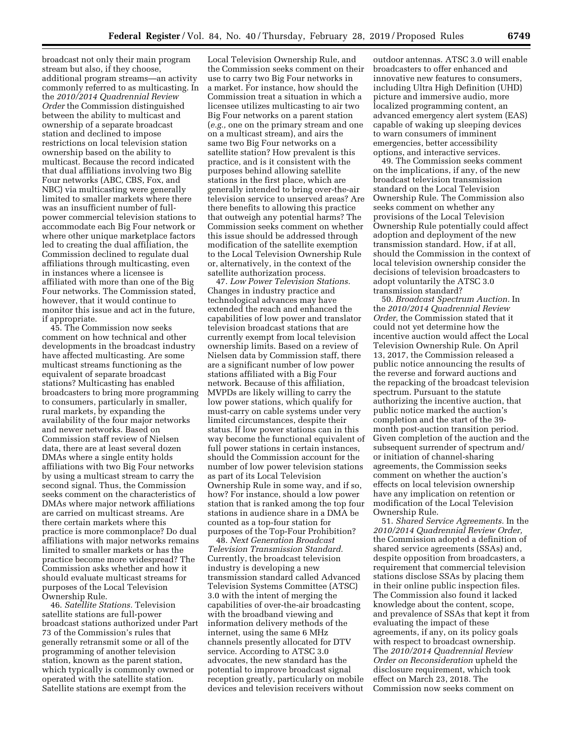broadcast not only their main program stream but also, if they choose, additional program streams—an activity commonly referred to as multicasting. In the *2010/2014 Quadrennial Review Order* the Commission distinguished between the ability to multicast and ownership of a separate broadcast station and declined to impose restrictions on local television station ownership based on the ability to multicast. Because the record indicated that dual affiliations involving two Big Four networks (ABC, CBS, Fox, and NBC) via multicasting were generally limited to smaller markets where there was an insufficient number of full-power commercial television stations to accommodate each Big Four network or where other unique marketplace factors led to creating the dual affiliation, the Commission declined to regulate dual affiliations through multicasting, even in instances where a licensee is affiliated with more than one of the Big Four networks. The Commission stated, however, that it would continue to monitor this issue and act in the future, if appropriate.

45. The Commission now seeks comment on how technical and other developments in the broadcast industry have affected multicasting. Are some multicast streams functioning as the equivalent of separate broadcast stations? Multicasting has enabled broadcasters to bring more programming to consumers, particularly in smaller, rural markets, by expanding the availability of the four major networks and newer networks. Based on Commission staff review of Nielsen data, there are at least several dozen DMAs where a single entity holds affiliations with two Big Four networks by using a multicast stream to carry the second signal. Thus, the Commission seeks comment on the characteristics of DMAs where major network affiliations are carried on multicast streams. Are there certain markets where this practice is more commonplace? Do dual affiliations with major networks remains limited to smaller markets or has the practice become more widespread? The Commission asks whether and how it should evaluate multicast streams for purposes of the Local Television Ownership Rule.

46. *Satellite Stations.* Television satellite stations are full-power broadcast stations authorized under Part 73 of the Commission's rules that generally retransmit some or all of the programming of another television station, known as the parent station, which typically is commonly owned or operated with the satellite station. Satellite stations are exempt from the Local Television Ownership Rule, and the Commission seeks comment on their use to carry two Big Four networks in a market. For instance, how should the Commission treat a situation in which a licensee utilizes multicasting to air two Big Four networks on a parent station (*e.g.,* one on the primary stream and one on a multicast stream), and airs the same two Big Four networks on a satellite station? How prevalent is this practice, and is it consistent with the purposes behind allowing satellite stations in the first place, which are generally intended to bring over-the-air television service to unserved areas? Are there benefits to allowing this practice that outweigh any potential harms? The Commission seeks comment on whether this issue should be addressed through modification of the satellite exemption to the Local Television Ownership Rule or, alternatively, in the context of the satellite authorization process.

47. *Low Power Television Stations.* Changes in industry practice and technological advances may have extended the reach and enhanced the capabilities of low power and translator television broadcast stations that are currently exempt from local television ownership limits. Based on a review of Nielsen data by Commission staff, there are a significant number of low power stations affiliated with a Big Four network. Because of this affiliation, MVPDs are likely willing to carry the low power stations, which qualify for must-carry on cable systems under very limited circumstances, despite their status. If low power stations can in this way become the functional equivalent of full power stations in certain instances, should the Commission account for the number of low power television stations as part of its Local Television Ownership Rule in some way, and if so, how? For instance, should a low power station that is ranked among the top four stations in audience share in a DMA be counted as a top-four station for purposes of the Top-Four Prohibition?

48. *Next Generation Broadcast Television Transmission Standard.* Currently, the broadcast television industry is developing a new transmission standard called Advanced Television Systems Committee (ATSC) 3.0 with the intent of merging the capabilities of over-the-air broadcasting with the broadband viewing and information delivery methods of the internet, using the same 6 MHz channels presently allocated for DTV service. According to ATSC 3.0 advocates, the new standard has the potential to improve broadcast signal reception greatly, particularly on mobile devices and television receivers without outdoor antennas. ATSC 3.0 will enable broadcasters to offer enhanced and innovative new features to consumers, including Ultra High Definition (UHD) picture and immersive audio, more localized programming content, an advanced emergency alert system (EAS) capable of waking up sleeping devices to warn consumers of imminent emergencies, better accessibility options, and interactive services.

49. The Commission seeks comment on the implications, if any, of the new broadcast television transmission standard on the Local Television Ownership Rule. The Commission also seeks comment on whether any provisions of the Local Television Ownership Rule potentially could affect adoption and deployment of the new transmission standard. How, if at all, should the Commission in the context of local television ownership consider the decisions of television broadcasters to adopt voluntarily the ATSC 3.0 transmission standard?

50. *Broadcast Spectrum Auction.* In the *2010/2014 Quadrennial Review Order,* the Commission stated that it could not yet determine how the incentive auction would affect the Local Television Ownership Rule. On April 13, 2017, the Commission released a public notice announcing the results of the reverse and forward auctions and the repacking of the broadcast television spectrum. Pursuant to the statute authorizing the incentive auction, that public notice marked the auction's completion and the start of the 39-month post-auction transition period. Given completion of the auction and the subsequent surrender of spectrum and/or initiation of channel-sharing agreements, the Commission seeks comment on whether the auction's effects on local television ownership have any implication on retention or modification of the Local Television Ownership Rule.

51. *Shared Service Agreements.* In the *2010/2014 Quadrennial Review Order,* the Commission adopted a definition of shared service agreements (SSAs) and, despite opposition from broadcasters, a requirement that commercial television stations disclose SSAs by placing them in their online public inspection files. The Commission also found it lacked knowledge about the content, scope, and prevalence of SSAs that kept it from evaluating the impact of these agreements, if any, on its policy goals with respect to broadcast ownership. The *2010/2014 Quadrennial Review Order on Reconsideration* upheld the disclosure requirement, which took effect on March 23, 2018. The Commission now seeks comment on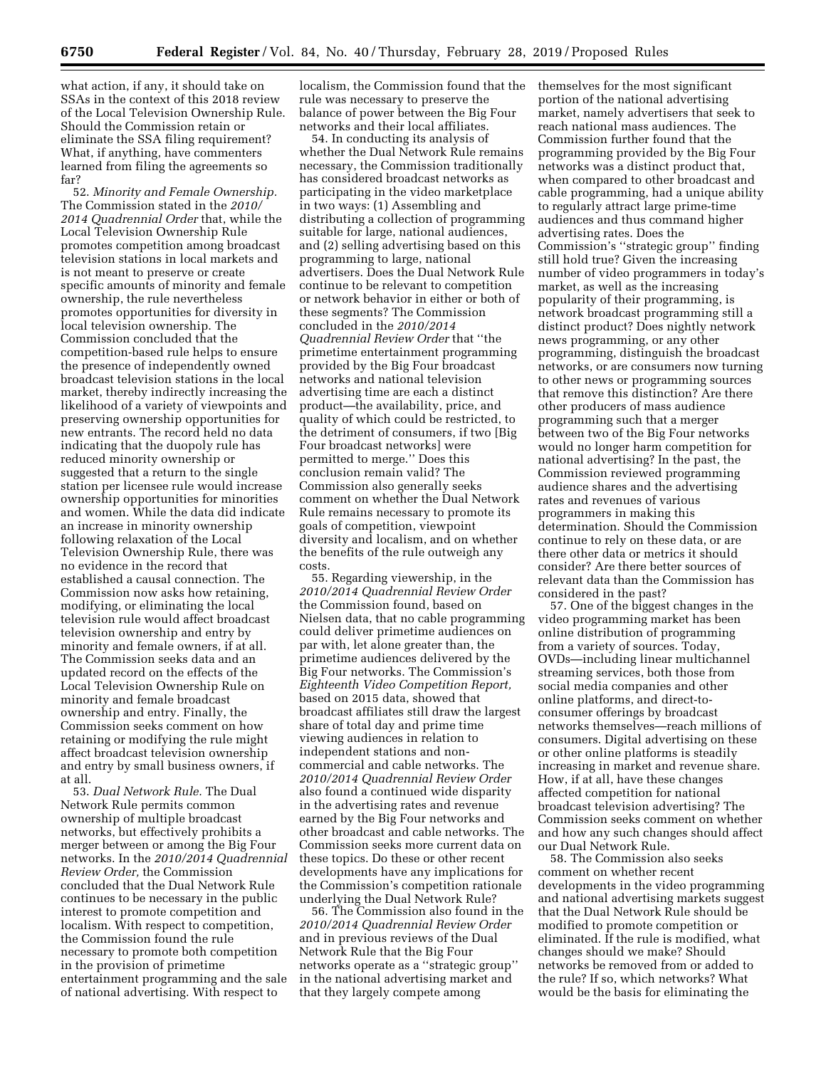what action, if any, it should take on SSAs in the context of this 2018 review of the Local Television Ownership Rule. Should the Commission retain or eliminate the SSA filing requirement? What, if anything, have commenters learned from filing the agreements so far?

52. *Minority and Female Ownership.* The Commission stated in the *2010/2014 Quadrennial Order* that, while the Local Television Ownership Rule promotes competition among broadcast television stations in local markets and is not meant to preserve or create specific amounts of minority and female ownership, the rule nevertheless promotes opportunities for diversity in local television ownership. The Commission concluded that the competition-based rule helps to ensure the presence of independently owned broadcast television stations in the local market, thereby indirectly increasing the likelihood of a variety of viewpoints and preserving ownership opportunities for new entrants. The record held no data indicating that the duopoly rule has reduced minority ownership or suggested that a return to the single station per licensee rule would increase ownership opportunities for minorities and women. While the data did indicate an increase in minority ownership following relaxation of the Local Television Ownership Rule, there was no evidence in the record that established a causal connection. The Commission now asks how retaining, modifying, or eliminating the local television rule would affect broadcast television ownership and entry by minority and female owners, if at all. The Commission seeks data and an updated record on the effects of the Local Television Ownership Rule on minority and female broadcast ownership and entry. Finally, the Commission seeks comment on how retaining or modifying the rule might affect broadcast television ownership and entry by small business owners, if at all.

53. *Dual Network Rule.* The Dual Network Rule permits common ownership of multiple broadcast networks, but effectively prohibits a merger between or among the Big Four networks. In the *2010/2014 Quadrennial Review Order,* the Commission concluded that the Dual Network Rule continues to be necessary in the public interest to promote competition and localism. With respect to competition, the Commission found the rule necessary to promote both competition in the provision of primetime entertainment programming and the sale of national advertising. With respect to localism, the Commission found that the rule was necessary to preserve the balance of power between the Big Four networks and their local affiliates.

54. In conducting its analysis of whether the Dual Network Rule remains necessary, the Commission traditionally has considered broadcast networks as participating in the video marketplace in two ways: (1) Assembling and distributing a collection of programming suitable for large, national audiences, and (2) selling advertising based on this programming to large, national advertisers. Does the Dual Network Rule continue to be relevant to competition or network behavior in either or both of these segments? The Commission concluded in the *2010/2014 Quadrennial Review Order* that ''the primetime entertainment programming provided by the Big Four broadcast networks and national television advertising time are each a distinct product—the availability, price, and quality of which could be restricted, to the detriment of consumers, if two [Big Four broadcast networks] were permitted to merge.'' Does this conclusion remain valid? The Commission also generally seeks comment on whether the Dual Network Rule remains necessary to promote its goals of competition, viewpoint diversity and localism, and on whether the benefits of the rule outweigh any costs.

55. Regarding viewership, in the *2010/2014 Quadrennial Review Order* the Commission found, based on Nielsen data, that no cable programming could deliver primetime audiences on par with, let alone greater than, the primetime audiences delivered by the Big Four networks. The Commission's *Eighteenth Video Competition Report,* based on 2015 data, showed that broadcast affiliates still draw the largest share of total day and prime time viewing audiences in relation to independent stations and non-commercial and cable networks. The *2010/2014 Quadrennial Review Order* also found a continued wide disparity in the advertising rates and revenue earned by the Big Four networks and other broadcast and cable networks. The Commission seeks more current data on these topics. Do these or other recent developments have any implications for the Commission's competition rationale underlying the Dual Network Rule?

56. The Commission also found in the *2010/2014 Quadrennial Review Order* and in previous reviews of the Dual Network Rule that the Big Four networks operate as a ''strategic group'' in the national advertising market and that they largely compete among themselves for the most significant portion of the national advertising market, namely advertisers that seek to reach national mass audiences. The Commission further found that the programming provided by the Big Four networks was a distinct product that, when compared to other broadcast and cable programming, had a unique ability to regularly attract large prime-time audiences and thus command higher advertising rates. Does the Commission's ''strategic group'' finding still hold true? Given the increasing number of video programmers in today's market, as well as the increasing popularity of their programming, is network broadcast programming still a distinct product? Does nightly network news programming, or any other programming, distinguish the broadcast networks, or are consumers now turning to other news or programming sources that remove this distinction? Are there other producers of mass audience programming such that a merger between two of the Big Four networks would no longer harm competition for national advertising? In the past, the Commission reviewed programming audience shares and the advertising rates and revenues of various programmers in making this determination. Should the Commission continue to rely on these data, or are there other data or metrics it should consider? Are there better sources of relevant data than the Commission has considered in the past?

57. One of the biggest changes in the video programming market has been online distribution of programming from a variety of sources. Today, OVDs—including linear multichannel streaming services, both those from social media companies and other online platforms, and direct-to-consumer offerings by broadcast networks themselves—reach millions of consumers. Digital advertising on these or other online platforms is steadily increasing in market and revenue share. How, if at all, have these changes affected competition for national broadcast television advertising? The Commission seeks comment on whether and how any such changes should affect our Dual Network Rule.

58. The Commission also seeks comment on whether recent developments in the video programming and national advertising markets suggest that the Dual Network Rule should be modified to promote competition or eliminated. If the rule is modified, what changes should we make? Should networks be removed from or added to the rule? If so, which networks? What would be the basis for eliminating the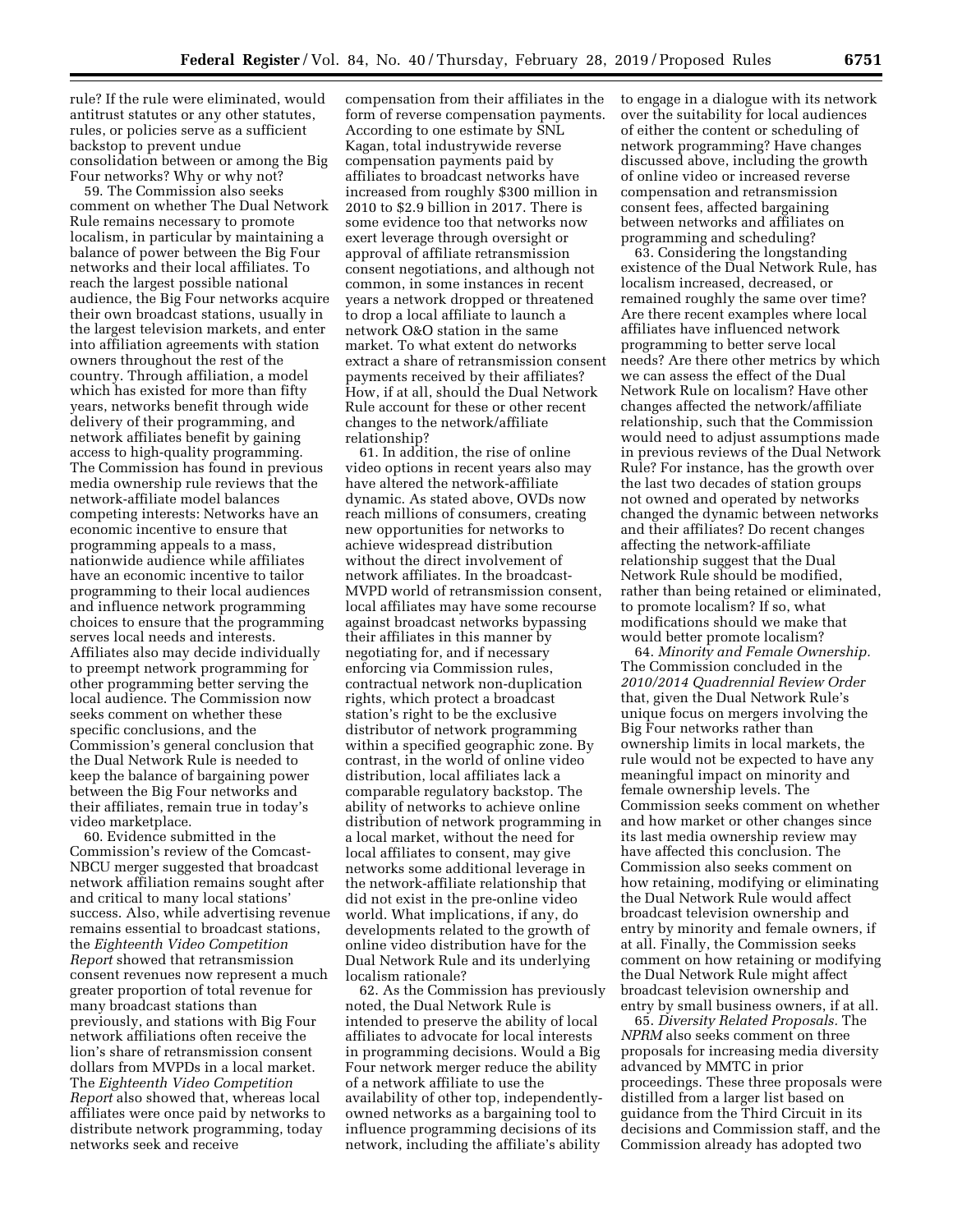rule? If the rule were eliminated, would antitrust statutes or any other statutes, rules, or policies serve as a sufficient backstop to prevent undue consolidation between or among the Big Four networks? Why or why not?

59. The Commission also seeks comment on whether The Dual Network Rule remains necessary to promote localism, in particular by maintaining a balance of power between the Big Four networks and their local affiliates. To reach the largest possible national audience, the Big Four networks acquire their own broadcast stations, usually in the largest television markets, and enter into affiliation agreements with station owners throughout the rest of the country. Through affiliation, a model which has existed for more than fifty years, networks benefit through wide delivery of their programming, and network affiliates benefit by gaining access to high-quality programming. The Commission has found in previous media ownership rule reviews that the network-affiliate model balances competing interests: Networks have an economic incentive to ensure that programming appeals to a mass, nationwide audience while affiliates have an economic incentive to tailor programming to their local audiences and influence network programming choices to ensure that the programming serves local needs and interests. Affiliates also may decide individually to preempt network programming for other programming better serving the local audience. The Commission now seeks comment on whether these specific conclusions, and the Commission's general conclusion that the Dual Network Rule is needed to keep the balance of bargaining power between the Big Four networks and their affiliates, remain true in today's video marketplace.

60. Evidence submitted in the Commission's review of the Comcast-NBCU merger suggested that broadcast network affiliation remains sought after and critical to many local stations' success. Also, while advertising revenue remains essential to broadcast stations, the *Eighteenth Video Competition Report* showed that retransmission consent revenues now represent a much greater proportion of total revenue for many broadcast stations than previously, and stations with Big Four network affiliations often receive the lion's share of retransmission consent dollars from MVPDs in a local market. The *Eighteenth Video Competition Report* also showed that, whereas local affiliates were once paid by networks to distribute network programming, today networks seek and receive compensation from their affiliates in the form of reverse compensation payments. According to one estimate by SNL Kagan, total industrywide reverse compensation payments paid by affiliates to broadcast networks have increased from roughly $300 million in 2010 to $2.9 billion in 2017. There is some evidence too that networks now exert leverage through oversight or approval of affiliate retransmission consent negotiations, and although not common, in some instances in recent years a network dropped or threatened to drop a local affiliate to launch a network O&O station in the same market. To what extent do networks extract a share of retransmission consent payments received by their affiliates? How, if at all, should the Dual Network Rule account for these or other recent changes to the network/affiliate relationship?

61. In addition, the rise of online video options in recent years also may have altered the network-affiliate dynamic. As stated above, OVDs now reach millions of consumers, creating new opportunities for networks to achieve widespread distribution without the direct involvement of network affiliates. In the broadcast-MVPD world of retransmission consent, local affiliates may have some recourse against broadcast networks bypassing their affiliates in this manner by negotiating for, and if necessary enforcing via Commission rules, contractual network non-duplication rights, which protect a broadcast station's right to be the exclusive distributor of network programming within a specified geographic zone. By contrast, in the world of online video distribution, local affiliates lack a comparable regulatory backstop. The ability of networks to achieve online distribution of network programming in a local market, without the need for local affiliates to consent, may give networks some additional leverage in the network-affiliate relationship that did not exist in the pre-online video world. What implications, if any, do developments related to the growth of online video distribution have for the Dual Network Rule and its underlying localism rationale?

62. As the Commission has previously noted, the Dual Network Rule is intended to preserve the ability of local affiliates to advocate for local interests in programming decisions. Would a Big Four network merger reduce the ability of a network affiliate to use the availability of other top, independently-owned networks as a bargaining tool to influence programming decisions of its network, including the affiliate's ability to engage in a dialogue with its network over the suitability for local audiences of either the content or scheduling of network programming? Have changes discussed above, including the growth of online video or increased reverse compensation and retransmission consent fees, affected bargaining between networks and affiliates on programming and scheduling?

63. Considering the longstanding existence of the Dual Network Rule, has localism increased, decreased, or remained roughly the same over time? Are there recent examples where local affiliates have influenced network programming to better serve local needs? Are there other metrics by which we can assess the effect of the Dual Network Rule on localism? Have other changes affected the network/affiliate relationship, such that the Commission would need to adjust assumptions made in previous reviews of the Dual Network Rule? For instance, has the growth over the last two decades of station groups not owned and operated by networks changed the dynamic between networks and their affiliates? Do recent changes affecting the network-affiliate relationship suggest that the Dual Network Rule should be modified, rather than being retained or eliminated, to promote localism? If so, what modifications should we make that would better promote localism?

64. *Minority and Female Ownership.* The Commission concluded in the *2010/2014 Quadrennial Review Order* that, given the Dual Network Rule's unique focus on mergers involving the Big Four networks rather than ownership limits in local markets, the rule would not be expected to have any meaningful impact on minority and female ownership levels. The Commission seeks comment on whether and how market or other changes since its last media ownership review may have affected this conclusion. The Commission also seeks comment on how retaining, modifying or eliminating the Dual Network Rule would affect broadcast television ownership and entry by minority and female owners, if at all. Finally, the Commission seeks comment on how retaining or modifying the Dual Network Rule might affect broadcast television ownership and entry by small business owners, if at all.

65. *Diversity Related Proposals.* The *NPRM* also seeks comment on three proposals for increasing media diversity advanced by MMTC in prior proceedings. These three proposals were distilled from a larger list based on guidance from the Third Circuit in its decisions and Commission staff, and the Commission already has adopted two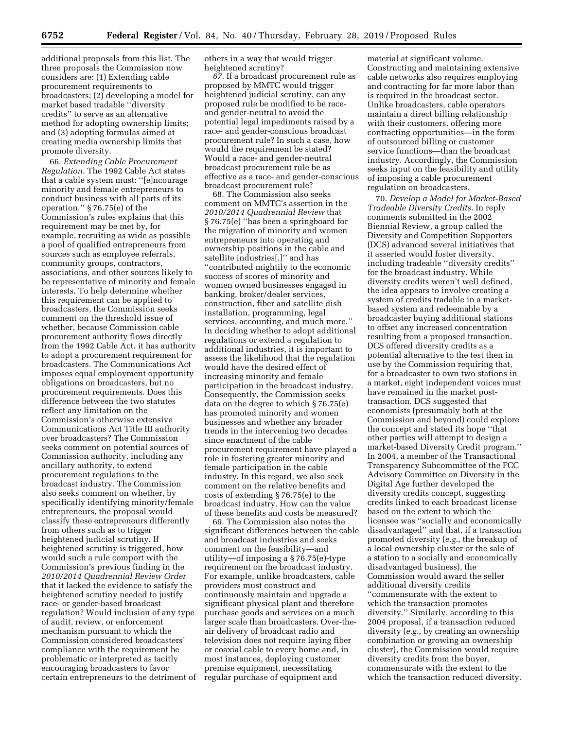additional proposals from this list. The three proposals the Commission now considers are: (1) Extending cable procurement requirements to broadcasters; (2) developing a model for market based tradable "diversity credits" to serve as an alternative method for adopting ownership limits; and (3) adopting formulas aimed at creating media ownership limits that promote diversity.

66. *Extending Cable Procurement Regulation.* The 1992 Cable Act states that a cable system must: "[e]ncourage minority and female entrepreneurs to conduct business with all parts of its operation." § 76.75(e) of the Commission's rules explains that this requirement may be met by, for example, recruiting as wide as possible a pool of qualified entrepreneurs from sources such as employee referrals, community groups, contractors, associations, and other sources likely to be representative of minority and female interests. To help determine whether this requirement can be applied to broadcasters, the Commission seeks comment on the threshold issue of whether, because Commission cable procurement authority flows directly from the 1992 Cable Act, it has authority to adopt a procurement requirement for broadcasters. The Communications Act imposes equal employment opportunity obligations on broadcasters, but no procurement requirements. Does this difference between the two statutes reflect any limitation on the Commission's otherwise extensive Communications Act Title III authority over broadcasters? The Commission seeks comment on potential sources of Commission authority, including any ancillary authority, to extend procurement regulations to the broadcast industry. The Commission also seeks comment on whether, by specifically identifying minority/female entrepreneurs, the proposal would classify these entrepreneurs differently from others such as to trigger heightened judicial scrutiny. If heightened scrutiny is triggered, how would such a rule comport with the Commission's previous finding in the *2010/2014 Quadrennial Review Order* that it lacked the evidence to satisfy the heightened scrutiny needed to justify race- or gender-based broadcast regulation? Would inclusion of any type of audit, review, or enforcement mechanism pursuant to which the Commission considered broadcasters' compliance with the requirement be problematic or interpreted as tacitly encouraging broadcasters to favor certain entrepreneurs to the detriment of others in a way that would trigger heightened scrutiny?

67. If a broadcast procurement rule as proposed by MMTC would trigger heightened judicial scrutiny, can any proposed rule be modified to be race- and gender-neutral to avoid the potential legal impediments raised by a race- and gender-conscious broadcast procurement rule? In such a case, how would the requirement be stated? Would a race- and gender-neutral broadcast procurement rule be as effective as a race- and gender-conscious broadcast procurement rule?

68. The Commission also seeks comment on MMTC's assertion in the *2010/2014 Quadrennial Review* that § 76.75(e) "has been a springboard for the migration of minority and women entrepreneurs into operating and ownership positions in the cable and satellite industries[,]" and has "contributed mightily to the economic success of scores of minority and women owned businesses engaged in banking, broker/dealer services, construction, fiber and satellite dish installation, programming, legal services, accounting, and much more." In deciding whether to adopt additional regulations or extend a regulation to additional industries, it is important to assess the likelihood that the regulation would have the desired effect of increasing minority and female participation in the broadcast industry. Consequently, the Commission seeks data on the degree to which § 76.75(e) has promoted minority and women businesses and whether any broader trends in the intervening two decades since enactment of the cable procurement requirement have played a role in fostering greater minority and female participation in the cable industry. In this regard, we also seek comment on the relative benefits and costs of extending § 76.75(e) to the broadcast industry. How can the value of these benefits and costs be measured?

69. The Commission also notes the significant differences between the cable and broadcast industries and seeks comment on the feasibility—and utility—of imposing a § 76.75(e)-type requirement on the broadcast industry. For example, unlike broadcasters, cable providers must construct and continuously maintain and upgrade a significant physical plant and therefore purchase goods and services on a much larger scale than broadcasters. Over-the-air delivery of broadcast radio and television does not require laying fiber or coaxial cable to every home and, in most instances, deploying customer premise equipment, necessitating regular purchase of equipment and material at significant volume. Constructing and maintaining extensive cable networks also requires employing and contracting for far more labor than is required in the broadcast sector. Unlike broadcasters, cable operators maintain a direct billing relationship with their customers, offering more contracting opportunities—in the form of outsourced billing or customer service functions—than the broadcast industry. Accordingly, the Commission seeks input on the feasibility and utility of imposing a cable procurement regulation on broadcasters.

70. *Develop a Model for Market-Based Tradeable Diversity Credits.* In reply comments submitted in the 2002 Biennial Review, a group called the Diversity and Competition Supporters (DCS) advanced several initiatives that it asserted would foster diversity, including tradeable "diversity credits" for the broadcast industry. While diversity credits weren't well defined, the idea appears to involve creating a system of credits tradable in a market-based system and redeemable by a broadcaster buying additional stations to offset any increased concentration resulting from a proposed transaction. DCS offered diversity credits as a potential alternative to the test then in use by the Commission requiring that, for a broadcaster to own two stations in a market, eight independent voices must have remained in the market post-transaction. DCS suggested that economists (presumably both at the Commission and beyond) could explore the concept and stated its hope "that other parties will attempt to design a market-based Diversity Credit program." In 2004, a member of the Transactional Transparency Subcommittee of the FCC Advisory Committee on Diversity in the Digital Age further developed the diversity credits concept, suggesting credits linked to each broadcast license based on the extent to which the licensee was "socially and economically disadvantaged" and that, if a transaction promoted diversity (*e.g.,* the breakup of a local ownership cluster or the sale of a station to a socially and economically disadvantaged business), the Commission would award the seller additional diversity credits "commensurate with the extent to which the transaction promotes diversity." Similarly, according to this 2004 proposal, if a transaction reduced diversity (*e.g.,* by creating an ownership combination or growing an ownership cluster), the Commission would require diversity credits from the buyer, commensurate with the extent to the which the transaction reduced diversity.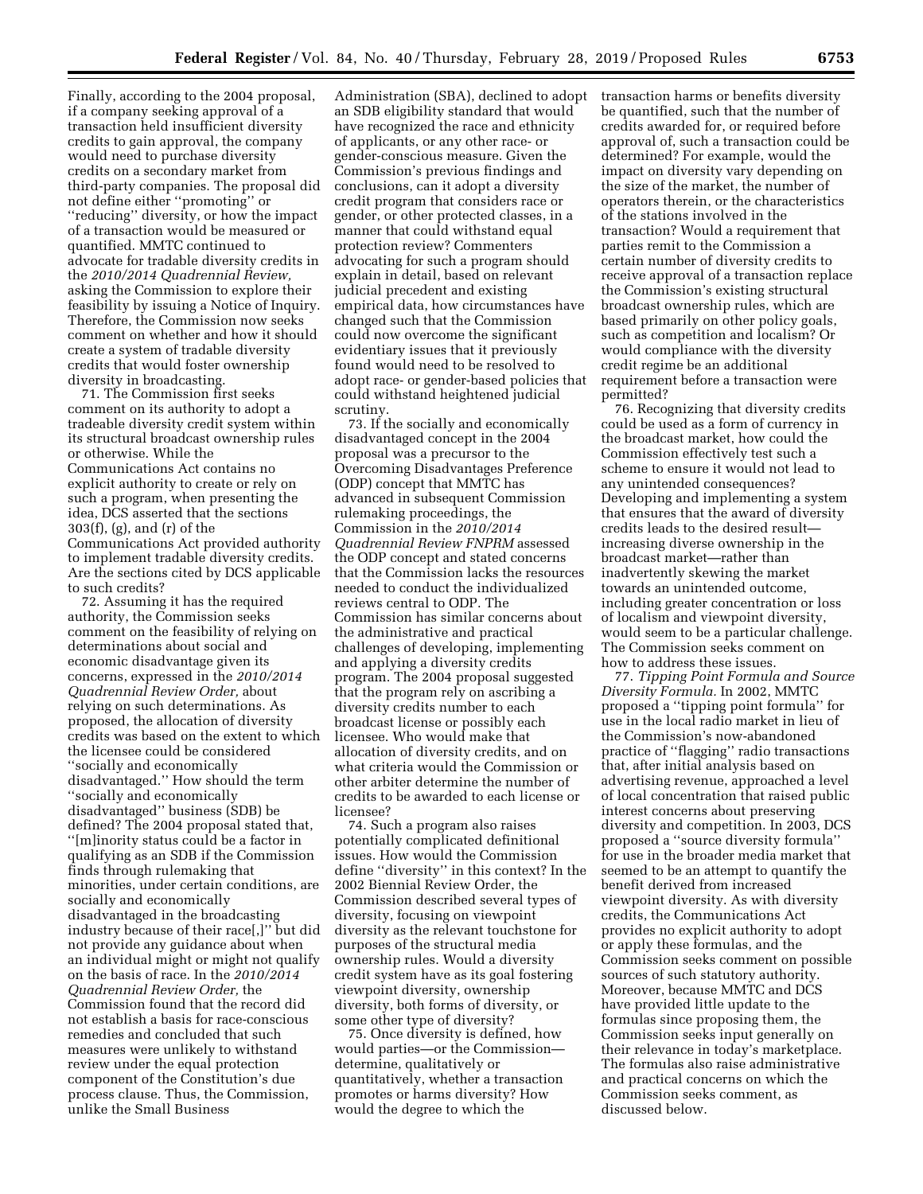Finally, according to the 2004 proposal, if a company seeking approval of a transaction held insufficient diversity credits to gain approval, the company would need to purchase diversity credits on a secondary market from third-party companies. The proposal did not define either ''promoting'' or ''reducing'' diversity, or how the impact of a transaction would be measured or quantified. MMTC continued to advocate for tradable diversity credits in the *2010/2014 Quadrennial Review,* asking the Commission to explore their feasibility by issuing a Notice of Inquiry. Therefore, the Commission now seeks comment on whether and how it should create a system of tradable diversity credits that would foster ownership diversity in broadcasting.

71. The Commission first seeks comment on its authority to adopt a tradeable diversity credit system within its structural broadcast ownership rules or otherwise. While the Communications Act contains no explicit authority to create or rely on such a program, when presenting the idea, DCS asserted that the sections 303(f), (g), and (r) of the Communications Act provided authority to implement tradable diversity credits. Are the sections cited by DCS applicable to such credits?

72. Assuming it has the required authority, the Commission seeks comment on the feasibility of relying on determinations about social and economic disadvantage given its concerns, expressed in the *2010/2014 Quadrennial Review Order,* about relying on such determinations. As proposed, the allocation of diversity credits was based on the extent to which the licensee could be considered ''socially and economically disadvantaged.'' How should the term ''socially and economically disadvantaged'' business (SDB) be defined? The 2004 proposal stated that, ''[m]inority status could be a factor in qualifying as an SDB if the Commission finds through rulemaking that minorities, under certain conditions, are socially and economically disadvantaged in the broadcasting industry because of their race[,]'' but did not provide any guidance about when an individual might or might not qualify on the basis of race. In the *2010/2014 Quadrennial Review Order,* the Commission found that the record did not establish a basis for race-conscious remedies and concluded that such measures were unlikely to withstand review under the equal protection component of the Constitution's due process clause. Thus, the Commission, unlike the Small Business Administration (SBA), declined to adopt an SDB eligibility standard that would have recognized the race and ethnicity of applicants, or any other race- or gender-conscious measure. Given the Commission's previous findings and conclusions, can it adopt a diversity credit program that considers race or gender, or other protected classes, in a manner that could withstand equal protection review? Commenters advocating for such a program should explain in detail, based on relevant judicial precedent and existing empirical data, how circumstances have changed such that the Commission could now overcome the significant evidentiary issues that it previously found would need to be resolved to adopt race- or gender-based policies that could withstand heightened judicial scrutiny.

73. If the socially and economically disadvantaged concept in the 2004 proposal was a precursor to the Overcoming Disadvantages Preference (ODP) concept that MMTC has advanced in subsequent Commission rulemaking proceedings, the Commission in the *2010/2014 Quadrennial Review FNPRM* assessed the ODP concept and stated concerns that the Commission lacks the resources needed to conduct the individualized reviews central to ODP. The Commission has similar concerns about the administrative and practical challenges of developing, implementing and applying a diversity credits program. The 2004 proposal suggested that the program rely on ascribing a diversity credits number to each broadcast license or possibly each licensee. Who would make that allocation of diversity credits, and on what criteria would the Commission or other arbiter determine the number of credits to be awarded to each license or licensee?

74. Such a program also raises potentially complicated definitional issues. How would the Commission define ''diversity'' in this context? In the 2002 Biennial Review Order, the Commission described several types of diversity, focusing on viewpoint diversity as the relevant touchstone for purposes of the structural media ownership rules. Would a diversity credit system have as its goal fostering viewpoint diversity, ownership diversity, both forms of diversity, or some other type of diversity?

75. Once diversity is defined, how would parties—or the Commission—determine, qualitatively or quantitatively, whether a transaction promotes or harms diversity? How would the degree to which the transaction harms or benefits diversity be quantified, such that the number of credits awarded for, or required before approval of, such a transaction could be determined? For example, would the impact on diversity vary depending on the size of the market, the number of operators therein, or the characteristics of the stations involved in the transaction? Would a requirement that parties remit to the Commission a certain number of diversity credits to receive approval of a transaction replace the Commission's existing structural broadcast ownership rules, which are based primarily on other policy goals, such as competition and localism? Or would compliance with the diversity credit regime be an additional requirement before a transaction were permitted?

76. Recognizing that diversity credits could be used as a form of currency in the broadcast market, how could the Commission effectively test such a scheme to ensure it would not lead to any unintended consequences? Developing and implementing a system that ensures that the award of diversity credits leads to the desired result—increasing diverse ownership in the broadcast market—rather than inadvertently skewing the market towards an unintended outcome, including greater concentration or loss of localism and viewpoint diversity, would seem to be a particular challenge. The Commission seeks comment on how to address these issues.

77. *Tipping Point Formula and Source Diversity Formula.* In 2002, MMTC proposed a ''tipping point formula'' for use in the local radio market in lieu of the Commission's now-abandoned practice of ''flagging'' radio transactions that, after initial analysis based on advertising revenue, approached a level of local concentration that raised public interest concerns about preserving diversity and competition. In 2003, DCS proposed a ''source diversity formula'' for use in the broader media market that seemed to be an attempt to quantify the benefit derived from increased viewpoint diversity. As with diversity credits, the Communications Act provides no explicit authority to adopt or apply these formulas, and the Commission seeks comment on possible sources of such statutory authority. Moreover, because MMTC and DCS have provided little update to the formulas since proposing them, the Commission seeks input generally on their relevance in today's marketplace. The formulas also raise administrative and practical concerns on which the Commission seeks comment, as discussed below.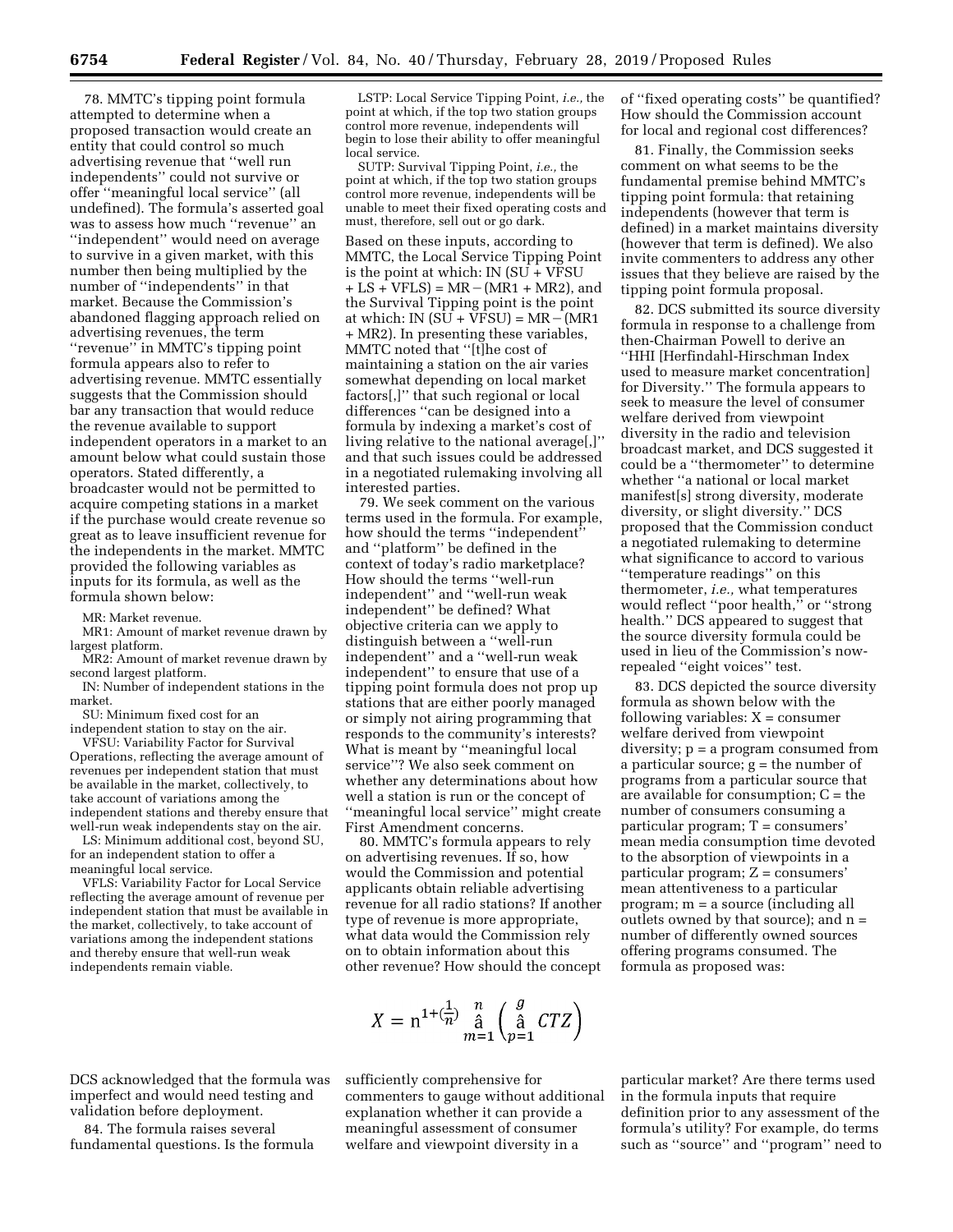78. MMTC's tipping point formula attempted to determine when a proposed transaction would create an entity that could control so much advertising revenue that ''well run independents'' could not survive or offer ''meaningful local service'' (all undefined). The formula's asserted goal was to assess how much ''revenue'' an ''independent'' would need on average to survive in a given market, with this number then being multiplied by the number of ''independents'' in that market. Because the Commission's abandoned flagging approach relied on advertising revenues, the term ''revenue'' in MMTC's tipping point formula appears also to refer to advertising revenue. MMTC essentially suggests that the Commission should bar any transaction that would reduce the revenue available to support independent operators in a market to an amount below what could sustain those operators. Stated differently, a broadcaster would not be permitted to acquire competing stations in a market if the purchase would create revenue so great as to leave insufficient revenue for the independents in the market. MMTC provided the following variables as inputs for its formula, as well as the formula shown below:

MR: Market revenue.

MR1: Amount of market revenue drawn by largest platform.

MR2: Amount of market revenue drawn by second largest platform.

IN: Number of independent stations in the market.

SU: Minimum fixed cost for an independent station to stay on the air.

VFSU: Variability Factor for Survival Operations, reflecting the average amount of revenues per independent station that must be available in the market, collectively, to take account of variations among the independent stations and thereby ensure that well-run weak independents stay on the air.

LS: Minimum additional cost, beyond SU, for an independent station to offer a meaningful local service.

VFLS: Variability Factor for Local Service reflecting the average amount of revenue per independent station that must be available in the market, collectively, to take account of variations among the independent stations and thereby ensure that well-run weak independents remain viable.

LSTP: Local Service Tipping Point, *i.e.,* the point at which, if the top two station groups control more revenue, independents will begin to lose their ability to offer meaningful local service.

SUTP: Survival Tipping Point, *i.e.,* the point at which, if the top two station groups control more revenue, independents will be unable to meet their fixed operating costs and must, therefore, sell out or go dark.

Based on these inputs, according to MMTC, the Local Service Tipping Point is the point at which: IN (SU + VFSU + LS + VFLS) = MR − (MR1 + MR2), and the Survival Tipping point is the point at which: IN (SU + VFSU) = MR − (MR1 + MR2). In presenting these variables, MMTC noted that ''[t]he cost of maintaining a station on the air varies somewhat depending on local market factors[,]'' that such regional or local differences ''can be designed into a formula by indexing a market's cost of living relative to the national average[,]'' and that such issues could be addressed in a negotiated rulemaking involving all interested parties.

79. We seek comment on the various terms used in the formula. For example, how should the terms ''independent'' and ''platform'' be defined in the context of today's radio marketplace? How should the terms ''well-run independent'' and ''well-run weak independent'' be defined? What objective criteria can we apply to distinguish between a ''well-run independent'' and a ''well-run weak independent'' to ensure that use of a tipping point formula does not prop up stations that are either poorly managed or simply not airing programming that responds to the community's interests? What is meant by ''meaningful local service''? We also seek comment on whether any determinations about how well a station is run or the concept of ''meaningful local service'' might create First Amendment concerns.

80. MMTC's formula appears to rely on advertising revenues. If so, how would the Commission and potential applicants obtain reliable advertising revenue for all radio stations? If another type of revenue is more appropriate, what data would the Commission rely on to obtain information about this other revenue? How should the concept of ''fixed operating costs'' be quantified? How should the Commission account for local and regional cost differences?

81. Finally, the Commission seeks comment on what seems to be the fundamental premise behind MMTC's tipping point formula: that retaining independents (however that term is defined) in a market maintains diversity (however that term is defined). We also invite commenters to address any other issues that they believe are raised by the tipping point formula proposal.

82. DCS submitted its source diversity formula in response to a challenge from then-Chairman Powell to derive an ''HHI [Herfindahl-Hirschman Index used to measure market concentration] for Diversity.'' The formula appears to seek to measure the level of consumer welfare derived from viewpoint diversity in the radio and television broadcast market, and DCS suggested it could be a ''thermometer'' to determine whether ''a national or local market manifest[s] strong diversity, moderate diversity, or slight diversity.'' DCS proposed that the Commission conduct a negotiated rulemaking to determine what significance to accord to various ''temperature readings'' on this thermometer, *i.e.,* what temperatures would reflect ''poor health,'' or ''strong health.'' DCS appeared to suggest that the source diversity formula could be used in lieu of the Commission's now-repealed ''eight voices'' test.

83. DCS depicted the source diversity formula as shown below with the following variables: X = consumer welfare derived from viewpoint diversity; p = a program consumed from a particular source; g = the number of programs from a particular source that are available for consumption; C = the number of consumers consuming a particular program; T = consumers' mean media consumption time devoted to the absorption of viewpoints in a particular program; Z = consumers' mean attentiveness to a particular program; m = a source (including all outlets owned by that source); and n = number of differently owned sources offering programs consumed. The formula as proposed was:

$$X = n^{1+\left(\frac{1}{n}\right)} \sum_{m=1}^{n} \left( \sum_{p=1}^{g} CTZ \right)$$

DCS acknowledged that the formula was imperfect and would need testing and validation before deployment.

84. The formula raises several fundamental questions. Is the formula sufficiently comprehensive for commenters to gauge without additional explanation whether it can provide a meaningful assessment of consumer welfare and viewpoint diversity in a particular market? Are there terms used in the formula inputs that require definition prior to any assessment of the formula's utility? For example, do terms such as ''source'' and ''program'' need to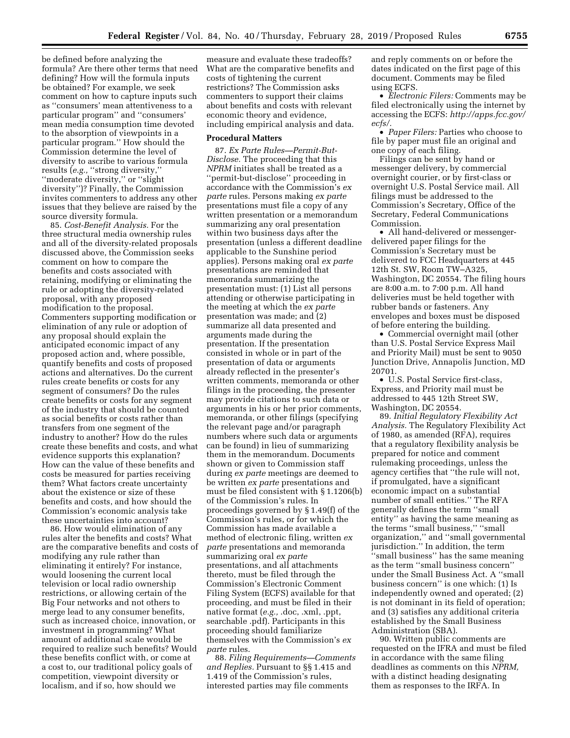be defined before analyzing the formula? Are there other terms that need defining? How will the formula inputs be obtained? For example, we seek comment on how to capture inputs such as ''consumers' mean attentiveness to a particular program'' and ''consumers' mean media consumption time devoted to the absorption of viewpoints in a particular program.'' How should the Commission determine the level of diversity to ascribe to various formula results (*e.g.,* ''strong diversity,'' ''moderate diversity,'' or ''slight diversity'')? Finally, the Commission invites commenters to address any other issues that they believe are raised by the source diversity formula.

85. *Cost-Benefit Analysis.* For the three structural media ownership rules and all of the diversity-related proposals discussed above, the Commission seeks comment on how to compare the benefits and costs associated with retaining, modifying or eliminating the rule or adopting the diversity-related proposal, with any proposed modification to the proposal. Commenters supporting modification or elimination of any rule or adoption of any proposal should explain the anticipated economic impact of any proposed action and, where possible, quantify benefits and costs of proposed actions and alternatives. Do the current rules create benefits or costs for any segment of consumers? Do the rules create benefits or costs for any segment of the industry that should be counted as social benefits or costs rather than transfers from one segment of the industry to another? How do the rules create these benefits and costs, and what evidence supports this explanation? How can the value of these benefits and costs be measured for parties receiving them? What factors create uncertainty about the existence or size of these benefits and costs, and how should the Commission's economic analysis take these uncertainties into account?

86. How would elimination of any rules alter the benefits and costs? What are the comparative benefits and costs of modifying any rule rather than eliminating it entirely? For instance, would loosening the current local television or local radio ownership restrictions, or allowing certain of the Big Four networks and not others to merge lead to any consumer benefits, such as increased choice, innovation, or investment in programming? What amount of additional scale would be required to realize such benefits? Would these benefits conflict with, or come at a cost to, our traditional policy goals of competition, viewpoint diversity or localism, and if so, how should we measure and evaluate these tradeoffs? What are the comparative benefits and costs of tightening the current restrictions? The Commission asks commenters to support their claims about benefits and costs with relevant economic theory and evidence, including empirical analysis and data.

## Procedural Matters

87. *Ex Parte Rules—Permit-But-Disclose.* The proceeding that this *NPRM* initiates shall be treated as a ''permit-but-disclose'' proceeding in accordance with the Commission's *ex parte* rules. Persons making *ex parte* presentations must file a copy of any written presentation or a memorandum summarizing any oral presentation within two business days after the presentation (unless a different deadline applicable to the Sunshine period applies). Persons making oral *ex parte* presentations are reminded that memoranda summarizing the presentation must: (1) List all persons attending or otherwise participating in the meeting at which the *ex parte* presentation was made; and (2) summarize all data presented and arguments made during the presentation. If the presentation consisted in whole or in part of the presentation of data or arguments already reflected in the presenter's written comments, memoranda or other filings in the proceeding, the presenter may provide citations to such data or arguments in his or her prior comments, memoranda, or other filings (specifying the relevant page and/or paragraph numbers where such data or arguments can be found) in lieu of summarizing them in the memorandum. Documents shown or given to Commission staff during *ex parte* meetings are deemed to be written *ex parte* presentations and must be filed consistent with § 1.1206(b) of the Commission's rules. In proceedings governed by § 1.49(f) of the Commission's rules, or for which the Commission has made available a method of electronic filing, written *ex parte* presentations and memoranda summarizing oral *ex parte* presentations, and all attachments thereto, must be filed through the Commission's Electronic Comment Filing System (ECFS) available for that proceeding, and must be filed in their native format (*e.g.,* .doc, .xml, .ppt, searchable .pdf). Participants in this proceeding should familiarize themselves with the Commission's *ex parte* rules.

88. *Filing Requirements—Comments and Replies.* Pursuant to §§ 1.415 and 1.419 of the Commission's rules, interested parties may file comments and reply comments on or before the dates indicated on the first page of this document. Comments may be filed using ECFS.

- *Electronic Filers:* Comments may be filed electronically using the internet by accessing the ECFS: *http://apps.fcc.gov/ecfs/.*
- *Paper Filers:* Parties who choose to file by paper must file an original and one copy of each filing.

Filings can be sent by hand or messenger delivery, by commercial overnight courier, or by first-class or overnight U.S. Postal Service mail. All filings must be addressed to the Commission's Secretary, Office of the Secretary, Federal Communications Commission.

- All hand-delivered or messenger-delivered paper filings for the Commission's Secretary must be delivered to FCC Headquarters at 445 12th St. SW, Room TW–A325, Washington, DC 20554. The filing hours are 8:00 a.m. to 7:00 p.m. All hand deliveries must be held together with rubber bands or fasteners. Any envelopes and boxes must be disposed of before entering the building.
- Commercial overnight mail (other than U.S. Postal Service Express Mail and Priority Mail) must be sent to 9050 Junction Drive, Annapolis Junction, MD 20701.
- U.S. Postal Service first-class, Express, and Priority mail must be addressed to 445 12th Street SW, Washington, DC 20554.

89. *Initial Regulatory Flexibility Act Analysis.* The Regulatory Flexibility Act of 1980, as amended (RFA), requires that a regulatory flexibility analysis be prepared for notice and comment rulemaking proceedings, unless the agency certifies that ''the rule will not, if promulgated, have a significant economic impact on a substantial number of small entities.'' The RFA generally defines the term ''small entity'' as having the same meaning as the terms ''small business,'' ''small organization,'' and ''small governmental jurisdiction.'' In addition, the term ''small business'' has the same meaning as the term ''small business concern'' under the Small Business Act. A ''small business concern'' is one which: (1) Is independently owned and operated; (2) is not dominant in its field of operation; and (3) satisfies any additional criteria established by the Small Business Administration (SBA).

90. Written public comments are requested on the IFRA and must be filed in accordance with the same filing deadlines as comments on this *NPRM,* with a distinct heading designating them as responses to the IRFA. In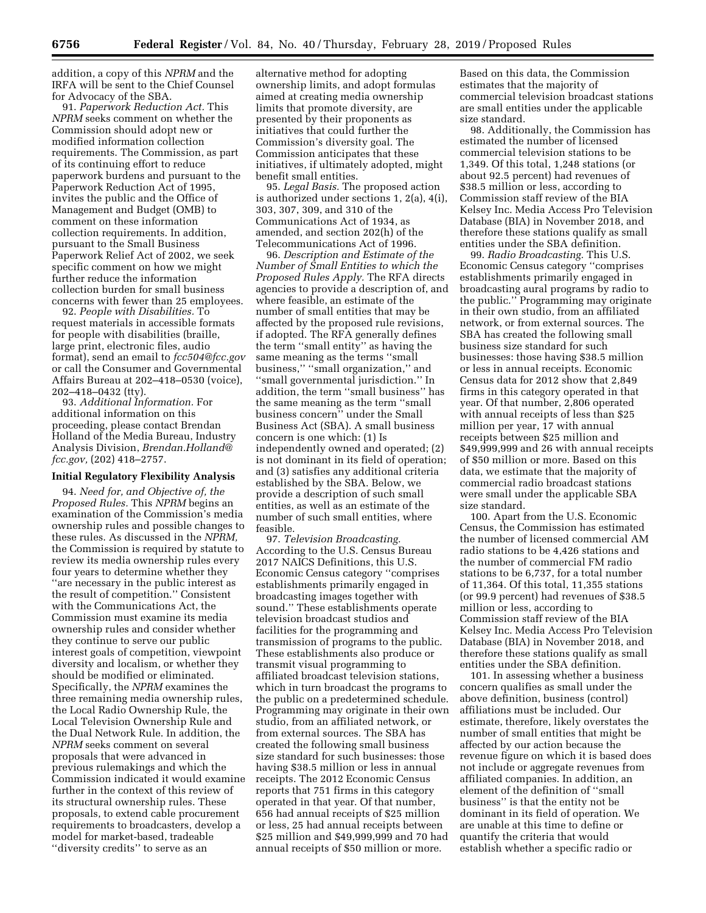addition, a copy of this *NPRM* and the IRFA will be sent to the Chief Counsel for Advocacy of the SBA.

91. *Paperwork Reduction Act.* This *NPRM* seeks comment on whether the Commission should adopt new or modified information collection requirements. The Commission, as part of its continuing effort to reduce paperwork burdens and pursuant to the Paperwork Reduction Act of 1995, invites the public and the Office of Management and Budget (OMB) to comment on these information collection requirements. In addition, pursuant to the Small Business Paperwork Relief Act of 2002, we seek specific comment on how we might further reduce the information collection burden for small business concerns with fewer than 25 employees.

92. *People with Disabilities.* To request materials in accessible formats for people with disabilities (braille, large print, electronic files, audio format), send an email to *fcc504@fcc.gov* or call the Consumer and Governmental Affairs Bureau at 202–418–0530 (voice), 202–418–0432 (tty).

93. *Additional Information.* For additional information on this proceeding, please contact Brendan Holland of the Media Bureau, Industry Analysis Division, *Brendan.Holland@fcc.gov,* (202) 418–2757.

## Initial Regulatory Flexibility Analysis

94. *Need for, and Objective of, the Proposed Rules.* This *NPRM* begins an examination of the Commission's media ownership rules and possible changes to these rules. As discussed in the *NPRM,* the Commission is required by statute to review its media ownership rules every four years to determine whether they "are necessary in the public interest as the result of competition." Consistent with the Communications Act, the Commission must examine its media ownership rules and consider whether they continue to serve our public interest goals of competition, viewpoint diversity and localism, or whether they should be modified or eliminated. Specifically, the *NPRM* examines the three remaining media ownership rules, the Local Radio Ownership Rule, the Local Television Ownership Rule and the Dual Network Rule. In addition, the *NPRM* seeks comment on several proposals that were advanced in previous rulemakings and which the Commission indicated it would examine further in the context of this review of its structural ownership rules. These proposals, to extend cable procurement requirements to broadcasters, develop a model for market-based, tradeable "diversity credits" to serve as an alternative method for adopting ownership limits, and adopt formulas aimed at creating media ownership limits that promote diversity, are presented by their proponents as initiatives that could further the Commission's diversity goal. The Commission anticipates that these initiatives, if ultimately adopted, might benefit small entities.

95. *Legal Basis.* The proposed action is authorized under sections 1, 2(a), 4(i), 303, 307, 309, and 310 of the Communications Act of 1934, as amended, and section 202(h) of the Telecommunications Act of 1996.

96. *Description and Estimate of the Number of Small Entities to which the Proposed Rules Apply.* The RFA directs agencies to provide a description of, and where feasible, an estimate of the number of small entities that may be affected by the proposed rule revisions, if adopted. The RFA generally defines the term "small entity" as having the same meaning as the terms "small business," "small organization," and "small governmental jurisdiction." In addition, the term "small business" has the same meaning as the term "small business concern" under the Small Business Act (SBA). A small business concern is one which: (1) Is independently owned and operated; (2) is not dominant in its field of operation; and (3) satisfies any additional criteria established by the SBA. Below, we provide a description of such small entities, as well as an estimate of the number of such small entities, where feasible.

97. *Television Broadcasting.* According to the U.S. Census Bureau 2017 NAICS Definitions, this U.S. Economic Census category "comprises establishments primarily engaged in broadcasting images together with sound." These establishments operate television broadcast studios and facilities for the programming and transmission of programs to the public. These establishments also produce or transmit visual programming to affiliated broadcast television stations, which in turn broadcast the programs to the public on a predetermined schedule. Programming may originate in their own studio, from an affiliated network, or from external sources. The SBA has created the following small business size standard for such businesses: those having $38.5 million or less in annual receipts. The 2012 Economic Census reports that 751 firms in this category operated in that year. Of that number, 656 had annual receipts of $25 million or less, 25 had annual receipts between $25 million and $49,999,999 and 70 had annual receipts of $50 million or more. Based on this data, the Commission estimates that the majority of commercial television broadcast stations are small entities under the applicable size standard.

98. Additionally, the Commission has estimated the number of licensed commercial television stations to be 1,349. Of this total, 1,248 stations (or about 92.5 percent) had revenues of $38.5 million or less, according to Commission staff review of the BIA Kelsey Inc. Media Access Pro Television Database (BIA) in November 2018, and therefore these stations qualify as small entities under the SBA definition.

99. *Radio Broadcasting.* This U.S. Economic Census category "comprises establishments primarily engaged in broadcasting aural programs by radio to the public." Programming may originate in their own studio, from an affiliated network, or from external sources. The SBA has created the following small business size standard for such businesses: those having $38.5 million or less in annual receipts. Economic Census data for 2012 show that 2,849 firms in this category operated in that year. Of that number, 2,806 operated with annual receipts of less than $25 million per year, 17 with annual receipts between $25 million and $49,999,999 and 26 with annual receipts of $50 million or more. Based on this data, we estimate that the majority of commercial radio broadcast stations were small under the applicable SBA size standard.

100. Apart from the U.S. Economic Census, the Commission has estimated the number of licensed commercial AM radio stations to be 4,426 stations and the number of commercial FM radio stations to be 6,737, for a total number of 11,364. Of this total, 11,355 stations (or 99.9 percent) had revenues of $38.5 million or less, according to Commission staff review of the BIA Kelsey Inc. Media Access Pro Television Database (BIA) in November 2018, and therefore these stations qualify as small entities under the SBA definition.

101. In assessing whether a business concern qualifies as small under the above definition, business (control) affiliations must be included. Our estimate, therefore, likely overstates the number of small entities that might be affected by our action because the revenue figure on which it is based does not include or aggregate revenues from affiliated companies. In addition, an element of the definition of "small business" is that the entity not be dominant in its field of operation. We are unable at this time to define or quantify the criteria that would establish whether a specific radio or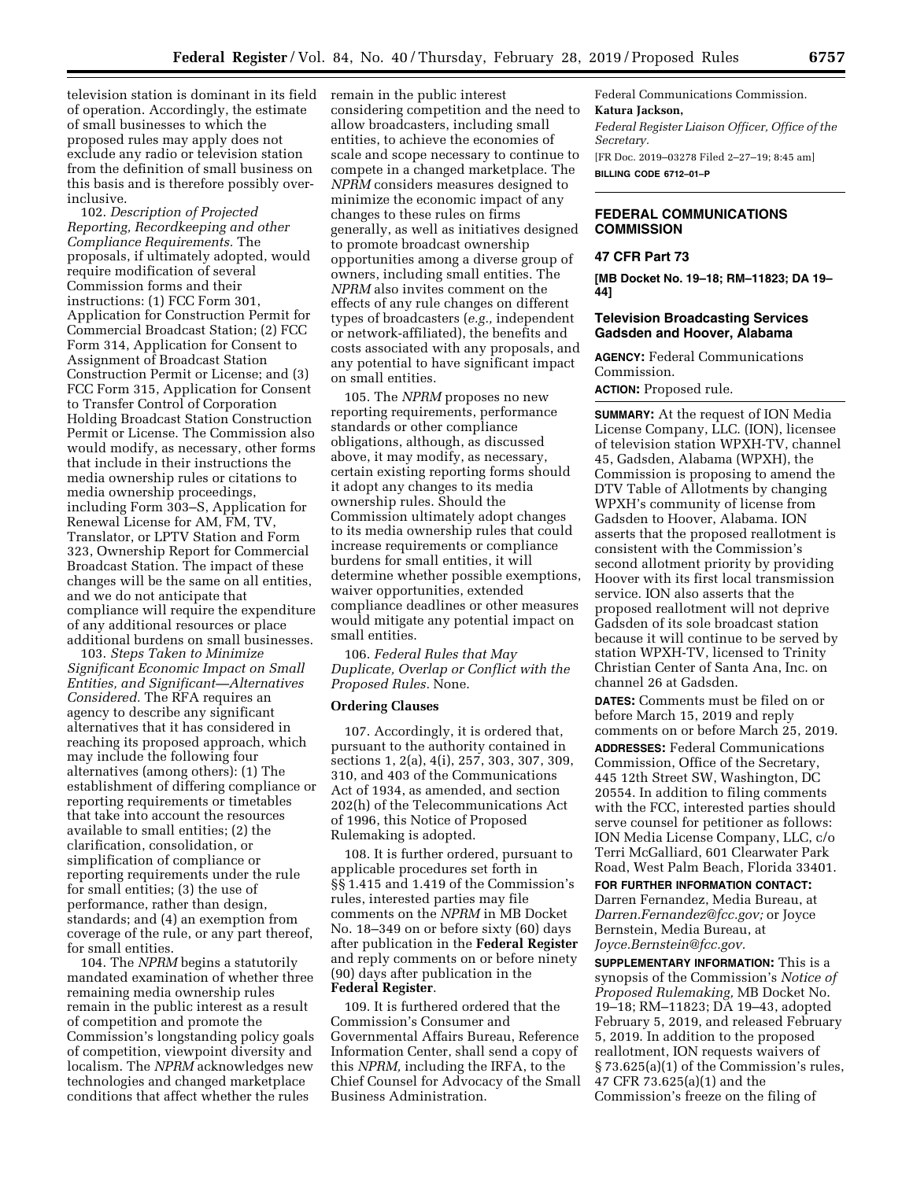television station is dominant in its field of operation. Accordingly, the estimate of small businesses to which the proposed rules may apply does not exclude any radio or television station from the definition of small business on this basis and is therefore possibly over-inclusive.

102. *Description of Projected Reporting, Recordkeeping and other Compliance Requirements.* The proposals, if ultimately adopted, would require modification of several Commission forms and their instructions: (1) FCC Form 301, Application for Construction Permit for Commercial Broadcast Station; (2) FCC Form 314, Application for Consent to Assignment of Broadcast Station Construction Permit or License; and (3) FCC Form 315, Application for Consent to Transfer Control of Corporation Holding Broadcast Station Construction Permit or License. The Commission also would modify, as necessary, other forms that include in their instructions the media ownership rules or citations to media ownership proceedings, including Form 303–S, Application for Renewal License for AM, FM, TV, Translator, or LPTV Station and Form 323, Ownership Report for Commercial Broadcast Station. The impact of these changes will be the same on all entities, and we do not anticipate that compliance will require the expenditure of any additional resources or place additional burdens on small businesses.

103. *Steps Taken to Minimize Significant Economic Impact on Small Entities, and Significant—Alternatives Considered.* The RFA requires an agency to describe any significant alternatives that it has considered in reaching its proposed approach, which may include the following four alternatives (among others): (1) The establishment of differing compliance or reporting requirements or timetables that take into account the resources available to small entities; (2) the clarification, consolidation, or simplification of compliance or reporting requirements under the rule for small entities; (3) the use of performance, rather than design, standards; and (4) an exemption from coverage of the rule, or any part thereof, for small entities.

104. The *NPRM* begins a statutorily mandated examination of whether three remaining media ownership rules remain in the public interest as a result of competition and promote the Commission's longstanding policy goals of competition, viewpoint diversity and localism. The *NPRM* acknowledges new technologies and changed marketplace conditions that affect whether the rules remain in the public interest considering competition and the need to allow broadcasters, including small entities, to achieve the economies of scale and scope necessary to continue to compete in a changed marketplace. The *NPRM* considers measures designed to minimize the economic impact of any changes to these rules on firms generally, as well as initiatives designed to promote broadcast ownership opportunities among a diverse group of owners, including small entities. The *NPRM* also invites comment on the effects of any rule changes on different types of broadcasters (*e.g.,* independent or network-affiliated), the benefits and costs associated with any proposals, and any potential to have significant impact on small entities.

105. The *NPRM* proposes no new reporting requirements, performance standards or other compliance obligations, although, as discussed above, it may modify, as necessary, certain existing reporting forms should it adopt any changes to its media ownership rules. Should the Commission ultimately adopt changes to its media ownership rules that could increase requirements or compliance burdens for small entities, it will determine whether possible exemptions, waiver opportunities, extended compliance deadlines or other measures would mitigate any potential impact on small entities.

106. *Federal Rules that May Duplicate, Overlap or Conflict with the Proposed Rules.* None.

## Ordering Clauses

107. Accordingly, it is ordered that, pursuant to the authority contained in sections 1, 2(a), 4(i), 257, 303, 307, 309, 310, and 403 of the Communications Act of 1934, as amended, and section 202(h) of the Telecommunications Act of 1996, this Notice of Proposed Rulemaking is adopted.

108. It is further ordered, pursuant to applicable procedures set forth in §§ 1.415 and 1.419 of the Commission's rules, interested parties may file comments on the *NPRM* in MB Docket No. 18–349 on or before sixty (60) days after publication in the **Federal Register** and reply comments on or before ninety (90) days after publication in the **Federal Register**.

109. It is furthered ordered that the Commission's Consumer and Governmental Affairs Bureau, Reference Information Center, shall send a copy of this *NPRM,* including the IRFA, to the Chief Counsel for Advocacy of the Small Business Administration.

Federal Communications Commission.

**Katura Jackson,**

*Federal Register Liaison Officer, Office of the Secretary.*

[FR Doc. 2019–03278 Filed 2–27–19; 8:45 am]

**BILLING CODE 6712–01–P**

---

## FEDERAL COMMUNICATIONS COMMISSION

### 47 CFR Part 73

**[MB Docket No. 19–18; RM–11823; DA 19–44]**

### Television Broadcasting Services Gadsden and Hoover, Alabama

**AGENCY:** Federal Communications Commission.

**ACTION:** Proposed rule.

**SUMMARY:** At the request of ION Media License Company, LLC. (ION), licensee of television station WPXH-TV, channel 45, Gadsden, Alabama (WPXH), the Commission is proposing to amend the DTV Table of Allotments by changing WPXH's community of license from Gadsden to Hoover, Alabama. ION asserts that the proposed reallotment is consistent with the Commission's second allotment priority by providing Hoover with its first local transmission service. ION also asserts that the proposed reallotment will not deprive Gadsden of its sole broadcast station because it will continue to be served by station WPXH-TV, licensed to Trinity Christian Center of Santa Ana, Inc. on channel 26 at Gadsden.

**DATES:** Comments must be filed on or before March 15, 2019 and reply comments on or before March 25, 2019.

**ADDRESSES:** Federal Communications Commission, Office of the Secretary, 445 12th Street SW, Washington, DC 20554. In addition to filing comments with the FCC, interested parties should serve counsel for petitioner as follows: ION Media License Company, LLC, c/o Terri McGalliard, 601 Clearwater Park Road, West Palm Beach, Florida 33401.

**FOR FURTHER INFORMATION CONTACT:** Darren Fernandez, Media Bureau, at *Darren.Fernandez@fcc.gov;* or Joyce Bernstein, Media Bureau, at *Joyce.Bernstein@fcc.gov.*

**SUPPLEMENTARY INFORMATION:** This is a synopsis of the Commission's *Notice of Proposed Rulemaking,* MB Docket No. 19–18; RM–11823; DA 19–43, adopted February 5, 2019, and released February 5, 2019. In addition to the proposed reallotment, ION requests waivers of § 73.625(a)(1) of the Commission's rules, 47 CFR 73.625(a)(1) and the Commission's freeze on the filing of